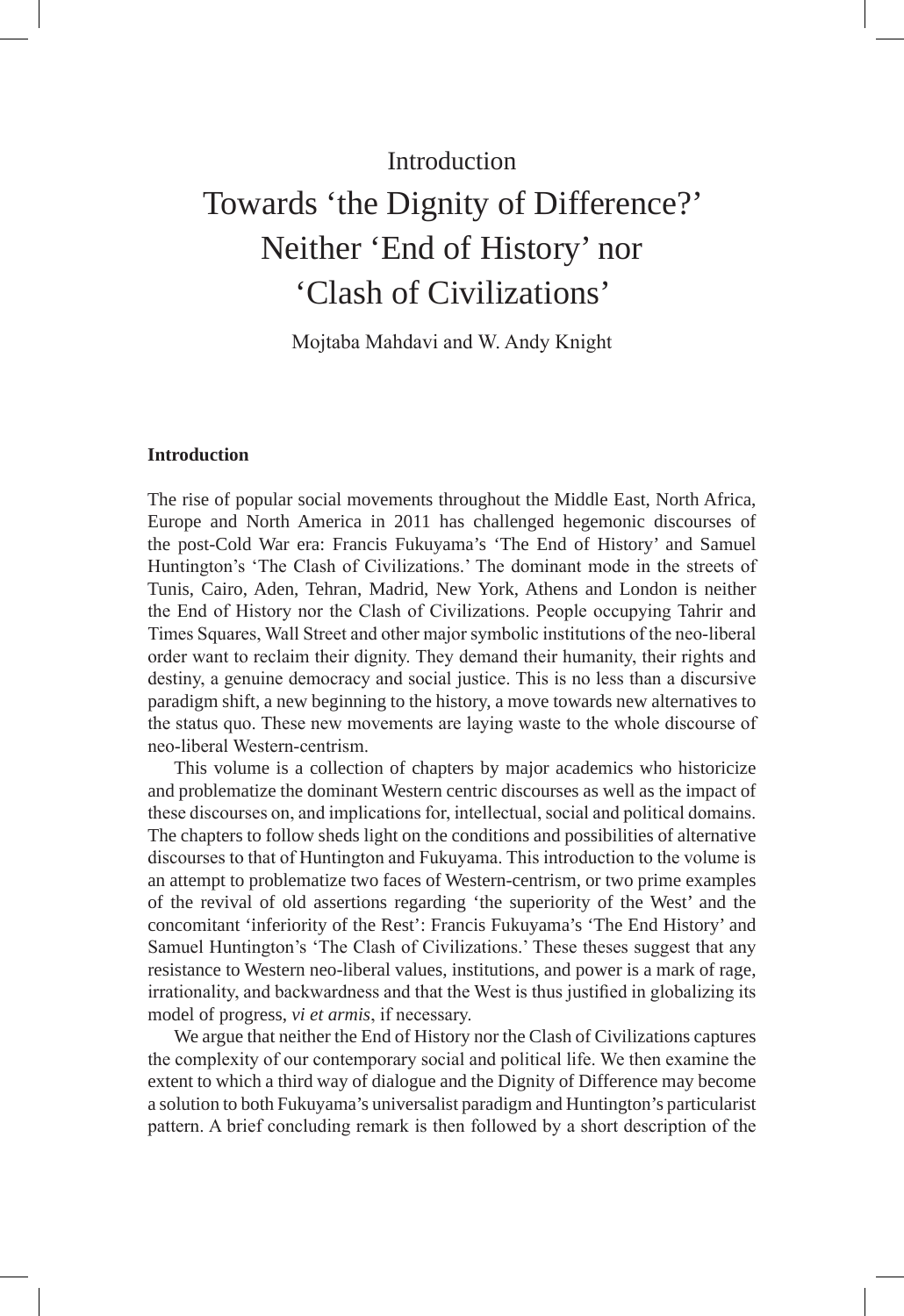# Introduction

# Towards 'the Dignity of Difference?' Neither 'End of History' nor 'Clash of Civilizations'

Mojtaba Mahdavi and W. Andy Knight

## Introduction

The rise of popular social movements throughout the Middle East, North Africa, Europe and North America in 2011 has challenged hegemonic discourses of the post-Cold War era: Francis Fukuyama's 'The End of History' and Samuel Huntington's 'The Clash of Civilizations.' The dominant mode in the streets of Tunis, Cairo, Aden, Tehran, Madrid, New York, Athens and London is neither the End of History nor the Clash of Civilizations. People occupying Tahrir and Times Squares, Wall Street and other major symbolic institutions of the neo-liberal order want to reclaim their dignity. They demand their humanity, their rights and destiny, a genuine democracy and social justice. This is no less than a discursive paradigm shift, a new beginning to the history, a move towards new alternatives to the status quo. These new movements are laying waste to the whole discourse of neo-liberal Western-centrism.

This volume is a collection of chapters by major academics who historicize and problematize the dominant Western centric discourses as well as the impact of these discourses on, and implications for, intellectual, social and political domains. The chapters to follow sheds light on the conditions and possibilities of alternative discourses to that of Huntington and Fukuyama. This introduction to the volume is an attempt to problematize two faces of Western-centrism, or two prime examples of the revival of old assertions regarding 'the superiority of the West' and the concomitant 'inferiority of the Rest': Francis Fukuyama's 'The End History' and Samuel Huntington's 'The Clash of Civilizations.' These theses suggest that any resistance to Western neo-liberal values, institutions, and power is a mark of rage, irrationality, and backwardness and that the West is thus justified in globalizing its model of progress, *vi et armis*, if necessary.

We argue that neither the End of History nor the Clash of Civilizations captures the complexity of our contemporary social and political life. We then examine the extent to which a third way of dialogue and the Dignity of Difference may become a solution to both Fukuyama's universalist paradigm and Huntington's particularist pattern. A brief concluding remark is then followed by a short description of the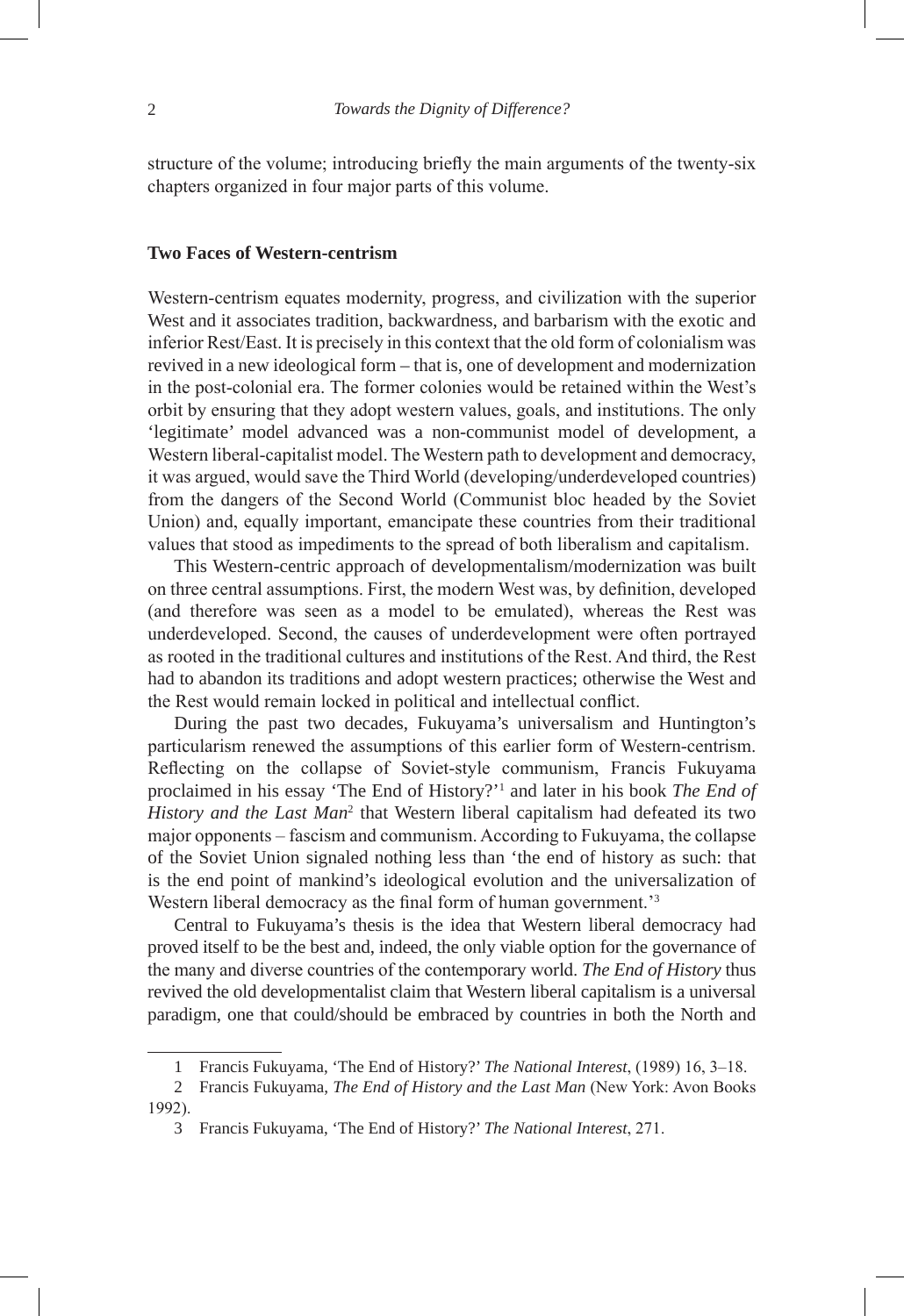structure of the volume; introducing briefly the main arguments of the twenty-six chapters organized in four major parts of this volume.

## Two Faces of Western-centrism

Western-centrism equates modernity, progress, and civilization with the superior West and it associates tradition, backwardness, and barbarism with the exotic and inferior Rest/East. It is precisely in this context that the old form of colonialism was revived in a new ideological form – that is, one of development and modernization in the post-colonial era. The former colonies would be retained within the West's orbit by ensuring that they adopt western values, goals, and institutions. The only 'legitimate' model advanced was a non-communist model of development, a Western liberal-capitalist model. The Western path to development and democracy, it was argued, would save the Third World (developing/underdeveloped countries) from the dangers of the Second World (Communist bloc headed by the Soviet Union) and, equally important, emancipate these countries from their traditional values that stood as impediments to the spread of both liberalism and capitalism.

This Western-centric approach of developmentalism/modernization was built on three central assumptions. First, the modern West was, by definition, developed (and therefore was seen as a model to be emulated), whereas the Rest was underdeveloped. Second, the causes of underdevelopment were often portrayed as rooted in the traditional cultures and institutions of the Rest. And third, the Rest had to abandon its traditions and adopt western practices; otherwise the West and the Rest would remain locked in political and intellectual conflict.

During the past two decades, Fukuyama's universalism and Huntington's particularism renewed the assumptions of this earlier form of Western-centrism. Reflecting on the collapse of Soviet-style communism, Francis Fukuyama proclaimed in his essay 'The End of History?'[1] and later in his book *The End of History and the Last Man*[2] that Western liberal capitalism had defeated its two major opponents – fascism and communism. According to Fukuyama, the collapse of the Soviet Union signaled nothing less than 'the end of history as such: that is the end point of mankind's ideological evolution and the universalization of Western liberal democracy as the final form of human government.'[3]

Central to Fukuyama's thesis is the idea that Western liberal democracy had proved itself to be the best and, indeed, the only viable option for the governance of the many and diverse countries of the contemporary world. *The End of History* thus revived the old developmentalist claim that Western liberal capitalism is a universal paradigm, one that could/should be embraced by countries in both the North and

---

1 Francis Fukuyama, 'The End of History?' *The National Interest*, (1989) 16, 3–18.

2 Francis Fukuyama, *The End of History and the Last Man* (New York: Avon Books 1992).

3 Francis Fukuyama, 'The End of History?' *The National Interest*, 271.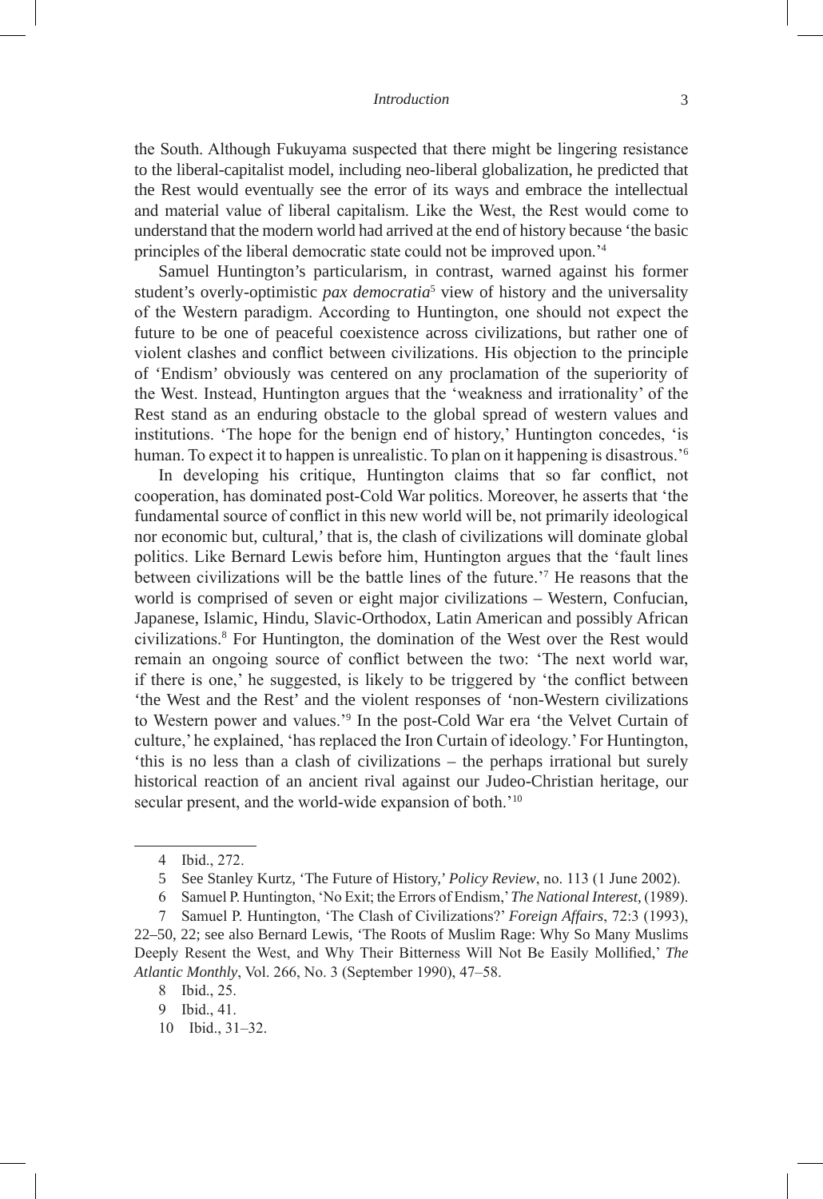the South. Although Fukuyama suspected that there might be lingering resistance to the liberal-capitalist model, including neo-liberal globalization, he predicted that the Rest would eventually see the error of its ways and embrace the intellectual and material value of liberal capitalism. Like the West, the Rest would come to understand that the modern world had arrived at the end of history because 'the basic principles of the liberal democratic state could not be improved upon.'[4]

Samuel Huntington's particularism, in contrast, warned against his former student's overly-optimistic *pax democratia*[5] view of history and the universality of the Western paradigm. According to Huntington, one should not expect the future to be one of peaceful coexistence across civilizations, but rather one of violent clashes and conflict between civilizations. His objection to the principle of 'Endism' obviously was centered on any proclamation of the superiority of the West. Instead, Huntington argues that the 'weakness and irrationality' of the Rest stand as an enduring obstacle to the global spread of western values and institutions. 'The hope for the benign end of history,' Huntington concedes, 'is human. To expect it to happen is unrealistic. To plan on it happening is disastrous.'[6]

In developing his critique, Huntington claims that so far conflict, not cooperation, has dominated post-Cold War politics. Moreover, he asserts that 'the fundamental source of conflict in this new world will be, not primarily ideological nor economic but, cultural,' that is, the clash of civilizations will dominate global politics. Like Bernard Lewis before him, Huntington argues that the 'fault lines between civilizations will be the battle lines of the future.'[7] He reasons that the world is comprised of seven or eight major civilizations – Western, Confucian, Japanese, Islamic, Hindu, Slavic-Orthodox, Latin American and possibly African civilizations.[8] For Huntington, the domination of the West over the Rest would remain an ongoing source of conflict between the two: 'The next world war, if there is one,' he suggested, is likely to be triggered by 'the conflict between 'the West and the Rest' and the violent responses of 'non-Western civilizations to Western power and values.'[9] In the post-Cold War era 'the Velvet Curtain of culture,' he explained, 'has replaced the Iron Curtain of ideology.' For Huntington, 'this is no less than a clash of civilizations – the perhaps irrational but surely historical reaction of an ancient rival against our Judeo-Christian heritage, our secular present, and the world-wide expansion of both.'[10]

---

4 Ibid., 272.

5 See Stanley Kurtz, 'The Future of History,' *Policy Review*, no. 113 (1 June 2002).

6 Samuel P. Huntington, 'No Exit; the Errors of Endism,' *The National Interest*, (1989).

7 Samuel P. Huntington, 'The Clash of Civilizations?' *Foreign Affairs*, 72:3 (1993), 22–50, 22; see also Bernard Lewis, 'The Roots of Muslim Rage: Why So Many Muslims Deeply Resent the West, and Why Their Bitterness Will Not Be Easily Mollified,' *The Atlantic Monthly*, Vol. 266, No. 3 (September 1990), 47–58.

8 Ibid., 25.

9 Ibid., 41.

10 Ibid., 31–32.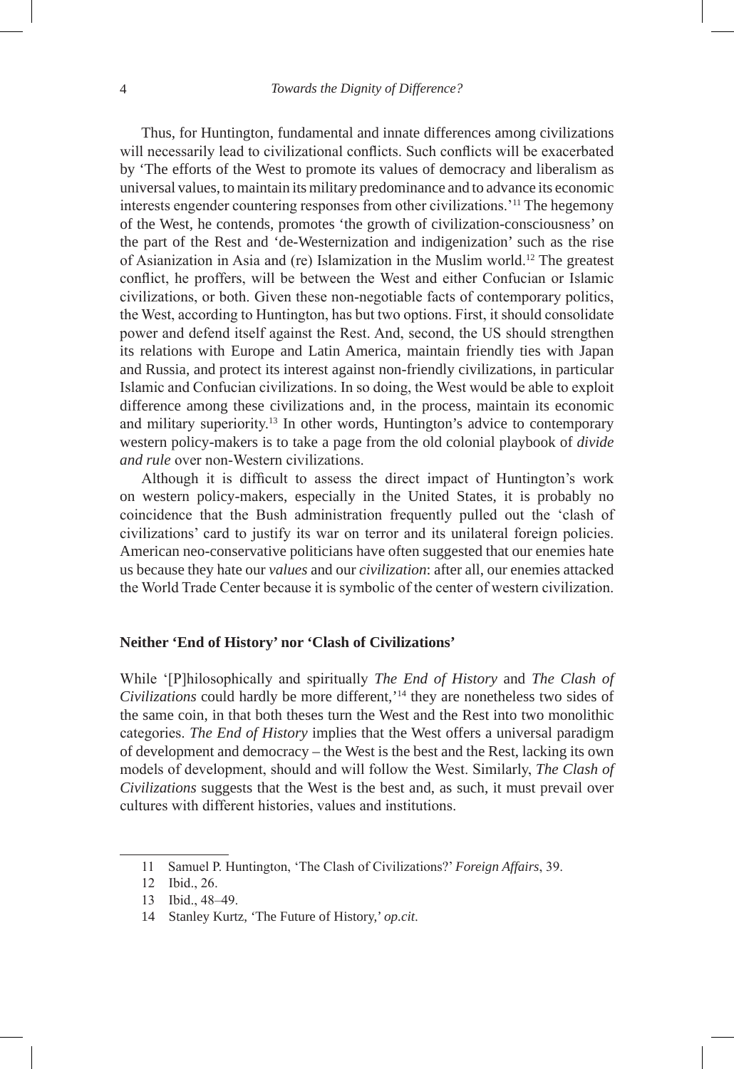Thus, for Huntington, fundamental and innate differences among civilizations will necessarily lead to civilizational conflicts. Such conflicts will be exacerbated by 'The efforts of the West to promote its values of democracy and liberalism as universal values, to maintain its military predominance and to advance its economic interests engender countering responses from other civilizations.'[11] The hegemony of the West, he contends, promotes 'the growth of civilization-consciousness' on the part of the Rest and 'de-Westernization and indigenization' such as the rise of Asianization in Asia and (re) Islamization in the Muslim world.[12] The greatest conflict, he proffers, will be between the West and either Confucian or Islamic civilizations, or both. Given these non-negotiable facts of contemporary politics, the West, according to Huntington, has but two options. First, it should consolidate power and defend itself against the Rest. And, second, the US should strengthen its relations with Europe and Latin America, maintain friendly ties with Japan and Russia, and protect its interest against non-friendly civilizations, in particular Islamic and Confucian civilizations. In so doing, the West would be able to exploit difference among these civilizations and, in the process, maintain its economic and military superiority.[13] In other words, Huntington's advice to contemporary western policy-makers is to take a page from the old colonial playbook of *divide and rule* over non-Western civilizations.

Although it is difficult to assess the direct impact of Huntington's work on western policy-makers, especially in the United States, it is probably no coincidence that the Bush administration frequently pulled out the 'clash of civilizations' card to justify its war on terror and its unilateral foreign policies. American neo-conservative politicians have often suggested that our enemies hate us because they hate our *values* and our *civilization*: after all, our enemies attacked the World Trade Center because it is symbolic of the center of western civilization.

## Neither 'End of History' nor 'Clash of Civilizations'

While '[P]hilosophically and spiritually *The End of History* and *The Clash of Civilizations* could hardly be more different,'[14] they are nonetheless two sides of the same coin, in that both theses turn the West and the Rest into two monolithic categories. *The End of History* implies that the West offers a universal paradigm of development and democracy – the West is the best and the Rest, lacking its own models of development, should and will follow the West. Similarly, *The Clash of Civilizations* suggests that the West is the best and, as such, it must prevail over cultures with different histories, values and institutions.

---

11 Samuel P. Huntington, 'The Clash of Civilizations?' *Foreign Affairs*, 39.

12 Ibid., 26.

13 Ibid., 48–49.

14 Stanley Kurtz, 'The Future of History,' *op.cit*.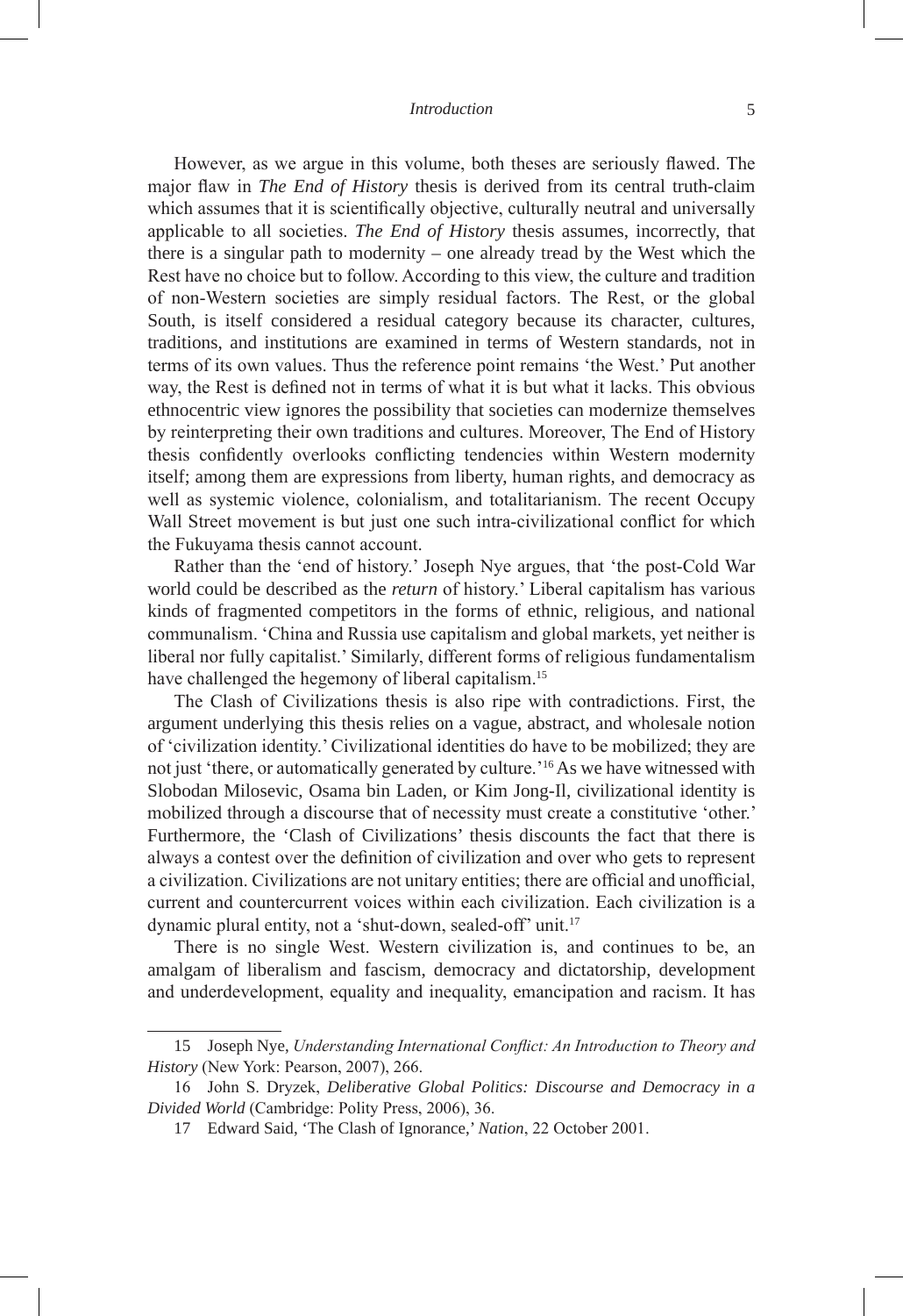However, as we argue in this volume, both theses are seriously flawed. The major flaw in *The End of History* thesis is derived from its central truth-claim which assumes that it is scientifically objective, culturally neutral and universally applicable to all societies. *The End of History* thesis assumes, incorrectly, that there is a singular path to modernity – one already tread by the West which the Rest have no choice but to follow. According to this view, the culture and tradition of non-Western societies are simply residual factors. The Rest, or the global South, is itself considered a residual category because its character, cultures, traditions, and institutions are examined in terms of Western standards, not in terms of its own values. Thus the reference point remains 'the West.' Put another way, the Rest is defined not in terms of what it is but what it lacks. This obvious ethnocentric view ignores the possibility that societies can modernize themselves by reinterpreting their own traditions and cultures. Moreover, The End of History thesis confidently overlooks conflicting tendencies within Western modernity itself; among them are expressions from liberty, human rights, and democracy as well as systemic violence, colonialism, and totalitarianism. The recent Occupy Wall Street movement is but just one such intra-civilizational conflict for which the Fukuyama thesis cannot account.

Rather than the 'end of history.' Joseph Nye argues, that 'the post-Cold War world could be described as the *return* of history.' Liberal capitalism has various kinds of fragmented competitors in the forms of ethnic, religious, and national communalism. 'China and Russia use capitalism and global markets, yet neither is liberal nor fully capitalist.' Similarly, different forms of religious fundamentalism have challenged the hegemony of liberal capitalism.[15]

The Clash of Civilizations thesis is also ripe with contradictions. First, the argument underlying this thesis relies on a vague, abstract, and wholesale notion of 'civilization identity.' Civilizational identities do have to be mobilized; they are not just 'there, or automatically generated by culture.'[16] As we have witnessed with Slobodan Milosevic, Osama bin Laden, or Kim Jong-Il, civilizational identity is mobilized through a discourse that of necessity must create a constitutive 'other.' Furthermore, the 'Clash of Civilizations' thesis discounts the fact that there is always a contest over the definition of civilization and over who gets to represent a civilization. Civilizations are not unitary entities; there are official and unofficial, current and countercurrent voices within each civilization. Each civilization is a dynamic plural entity, not a 'shut-down, sealed-off' unit.[17]

There is no single West. Western civilization is, and continues to be, an amalgam of liberalism and fascism, democracy and dictatorship, development and underdevelopment, equality and inequality, emancipation and racism. It has

---

15 Joseph Nye, *Understanding International Conflict: An Introduction to Theory and History* (New York: Pearson, 2007), 266.

16 John S. Dryzek, *Deliberative Global Politics: Discourse and Democracy in a Divided World* (Cambridge: Polity Press, 2006), 36.

17 Edward Said, 'The Clash of Ignorance,' *Nation*, 22 October 2001.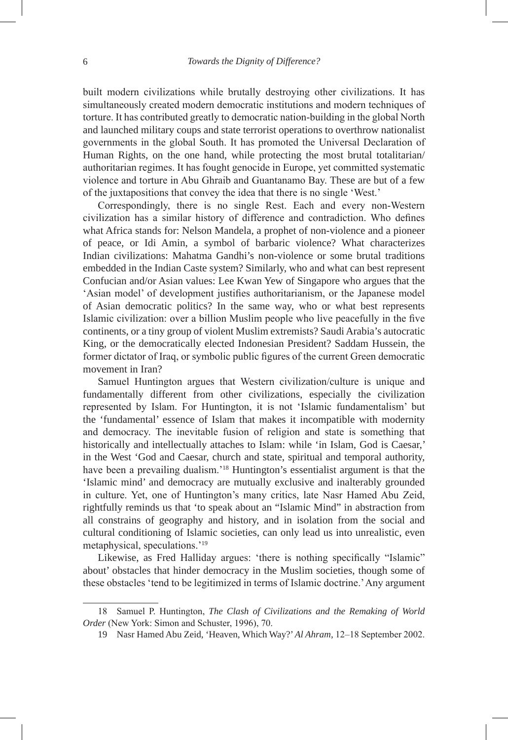built modern civilizations while brutally destroying other civilizations. It has simultaneously created modern democratic institutions and modern techniques of torture. It has contributed greatly to democratic nation-building in the global North and launched military coups and state terrorist operations to overthrow nationalist governments in the global South. It has promoted the Universal Declaration of Human Rights, on the one hand, while protecting the most brutal totalitarian/ authoritarian regimes. It has fought genocide in Europe, yet committed systematic violence and torture in Abu Ghraib and Guantanamo Bay. These are but of a few of the juxtapositions that convey the idea that there is no single 'West.'

Correspondingly, there is no single Rest. Each and every non-Western civilization has a similar history of difference and contradiction. Who defines what Africa stands for: Nelson Mandela, a prophet of non-violence and a pioneer of peace, or Idi Amin, a symbol of barbaric violence? What characterizes Indian civilizations: Mahatma Gandhi's non-violence or some brutal traditions embedded in the Indian Caste system? Similarly, who and what can best represent Confucian and/or Asian values: Lee Kwan Yew of Singapore who argues that the 'Asian model' of development justifies authoritarianism, or the Japanese model of Asian democratic politics? In the same way, who or what best represents Islamic civilization: over a billion Muslim people who live peacefully in the five continents, or a tiny group of violent Muslim extremists? Saudi Arabia's autocratic King, or the democratically elected Indonesian President? Saddam Hussein, the former dictator of Iraq, or symbolic public figures of the current Green democratic movement in Iran?

Samuel Huntington argues that Western civilization/culture is unique and fundamentally different from other civilizations, especially the civilization represented by Islam. For Huntington, it is not 'Islamic fundamentalism' but the 'fundamental' essence of Islam that makes it incompatible with modernity and democracy. The inevitable fusion of religion and state is something that historically and intellectually attaches to Islam: while 'in Islam, God is Caesar,' in the West 'God and Caesar, church and state, spiritual and temporal authority, have been a prevailing dualism.'[18] Huntington's essentialist argument is that the 'Islamic mind' and democracy are mutually exclusive and inalterably grounded in culture. Yet, one of Huntington's many critics, late Nasr Hamed Abu Zeid, rightfully reminds us that 'to speak about an "Islamic Mind" in abstraction from all constrains of geography and history, and in isolation from the social and cultural conditioning of Islamic societies, can only lead us into unrealistic, even metaphysical, speculations.'[19]

Likewise, as Fred Halliday argues: 'there is nothing specifically "Islamic" about' obstacles that hinder democracy in the Muslim societies, though some of these obstacles 'tend to be legitimized in terms of Islamic doctrine.' Any argument

---

18 Samuel P. Huntington, *The Clash of Civilizations and the Remaking of World Order* (New York: Simon and Schuster, 1996), 70.

19 Nasr Hamed Abu Zeid, 'Heaven, Which Way?' *Al Ahram*, 12–18 September 2002.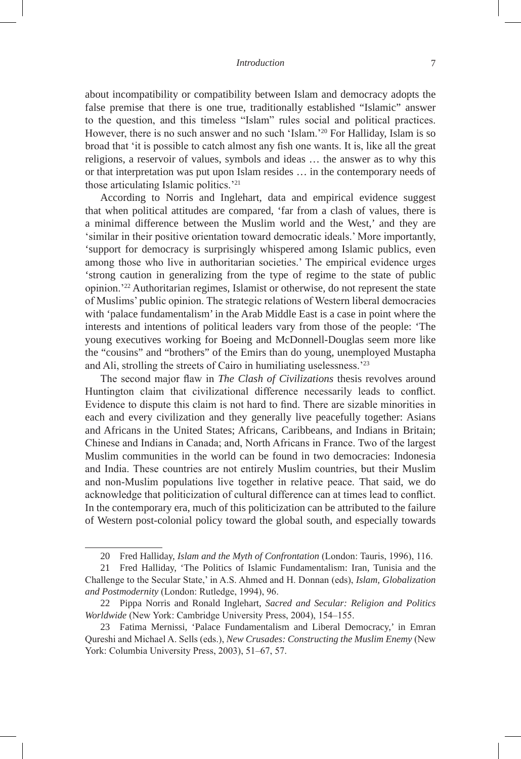about incompatibility or compatibility between Islam and democracy adopts the false premise that there is one true, traditionally established "Islamic" answer to the question, and this timeless "Islam" rules social and political practices. However, there is no such answer and no such 'Islam.'[20] For Halliday, Islam is so broad that 'it is possible to catch almost any fish one wants. It is, like all the great religions, a reservoir of values, symbols and ideas … the answer as to why this or that interpretation was put upon Islam resides … in the contemporary needs of those articulating Islamic politics.'[21]

According to Norris and Inglehart, data and empirical evidence suggest that when political attitudes are compared, 'far from a clash of values, there is a minimal difference between the Muslim world and the West,' and they are 'similar in their positive orientation toward democratic ideals.' More importantly, 'support for democracy is surprisingly whispered among Islamic publics, even among those who live in authoritarian societies.' The empirical evidence urges 'strong caution in generalizing from the type of regime to the state of public opinion.'[22] Authoritarian regimes, Islamist or otherwise, do not represent the state of Muslims' public opinion. The strategic relations of Western liberal democracies with 'palace fundamentalism' in the Arab Middle East is a case in point where the interests and intentions of political leaders vary from those of the people: 'The young executives working for Boeing and McDonnell-Douglas seem more like the "cousins" and "brothers" of the Emirs than do young, unemployed Mustapha and Ali, strolling the streets of Cairo in humiliating uselessness.'[23]

The second major flaw in *The Clash of Civilizations* thesis revolves around Huntington claim that civilizational difference necessarily leads to conflict. Evidence to dispute this claim is not hard to find. There are sizable minorities in each and every civilization and they generally live peacefully together: Asians and Africans in the United States; Africans, Caribbeans, and Indians in Britain; Chinese and Indians in Canada; and, North Africans in France. Two of the largest Muslim communities in the world can be found in two democracies: Indonesia and India. These countries are not entirely Muslim countries, but their Muslim and non-Muslim populations live together in relative peace. That said, we do acknowledge that politicization of cultural difference can at times lead to conflict. In the contemporary era, much of this politicization can be attributed to the failure of Western post-colonial policy toward the global south, and especially towards

---

20 Fred Halliday, *Islam and the Myth of Confrontation* (London: Tauris, 1996), 116.

21 Fred Halliday, 'The Politics of Islamic Fundamentalism: Iran, Tunisia and the Challenge to the Secular State,' in A.S. Ahmed and H. Donnan (eds), *Islam, Globalization and Postmodernity* (London: Rutledge, 1994), 96.

22 Pippa Norris and Ronald Inglehart, *Sacred and Secular: Religion and Politics Worldwide* (New York: Cambridge University Press, 2004), 154–155.

23 Fatima Mernissi, 'Palace Fundamentalism and Liberal Democracy,' in Emran Qureshi and Michael A. Sells (eds.), *New Crusades: Constructing the Muslim Enemy* (New York: Columbia University Press, 2003), 51–67, 57.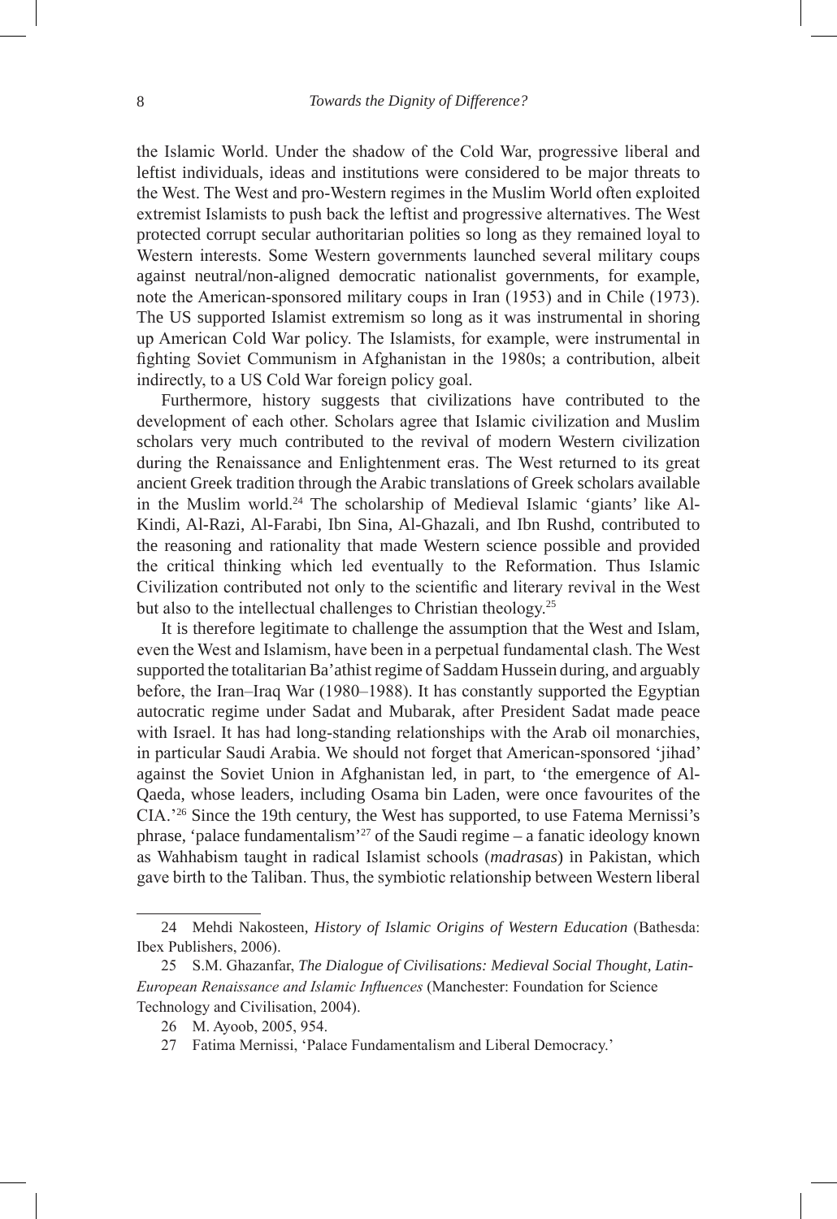the Islamic World. Under the shadow of the Cold War, progressive liberal and leftist individuals, ideas and institutions were considered to be major threats to the West. The West and pro-Western regimes in the Muslim World often exploited extremist Islamists to push back the leftist and progressive alternatives. The West protected corrupt secular authoritarian polities so long as they remained loyal to Western interests. Some Western governments launched several military coups against neutral/non-aligned democratic nationalist governments, for example, note the American-sponsored military coups in Iran (1953) and in Chile (1973). The US supported Islamist extremism so long as it was instrumental in shoring up American Cold War policy. The Islamists, for example, were instrumental in fighting Soviet Communism in Afghanistan in the 1980s; a contribution, albeit indirectly, to a US Cold War foreign policy goal.

Furthermore, history suggests that civilizations have contributed to the development of each other. Scholars agree that Islamic civilization and Muslim scholars very much contributed to the revival of modern Western civilization during the Renaissance and Enlightenment eras. The West returned to its great ancient Greek tradition through the Arabic translations of Greek scholars available in the Muslim world.[24] The scholarship of Medieval Islamic 'giants' like Al-Kindi, Al-Razi, Al-Farabi, Ibn Sina, Al-Ghazali, and Ibn Rushd, contributed to the reasoning and rationality that made Western science possible and provided the critical thinking which led eventually to the Reformation. Thus Islamic Civilization contributed not only to the scientific and literary revival in the West but also to the intellectual challenges to Christian theology.[25]

It is therefore legitimate to challenge the assumption that the West and Islam, even the West and Islamism, have been in a perpetual fundamental clash. The West supported the totalitarian Ba'athist regime of Saddam Hussein during, and arguably before, the Iran–Iraq War (1980–1988). It has constantly supported the Egyptian autocratic regime under Sadat and Mubarak, after President Sadat made peace with Israel. It has had long-standing relationships with the Arab oil monarchies, in particular Saudi Arabia. We should not forget that American-sponsored 'jihad' against the Soviet Union in Afghanistan led, in part, to 'the emergence of Al-Qaeda, whose leaders, including Osama bin Laden, were once favourites of the CIA.'[26] Since the 19th century, the West has supported, to use Fatema Mernissi's phrase, 'palace fundamentalism'[27] of the Saudi regime – a fanatic ideology known as Wahhabism taught in radical Islamist schools (*madrasas*) in Pakistan, which gave birth to the Taliban. Thus, the symbiotic relationship between Western liberal

---

24 Mehdi Nakosteen, *History of Islamic Origins of Western Education* (Bathesda: Ibex Publishers, 2006).

25 S.M. Ghazanfar, *The Dialogue of Civilisations: Medieval Social Thought, Latin-European Renaissance and Islamic Influences* (Manchester: Foundation for Science Technology and Civilisation, 2004).

26 M. Ayoob, 2005, 954.

27 Fatima Mernissi, 'Palace Fundamentalism and Liberal Democracy.'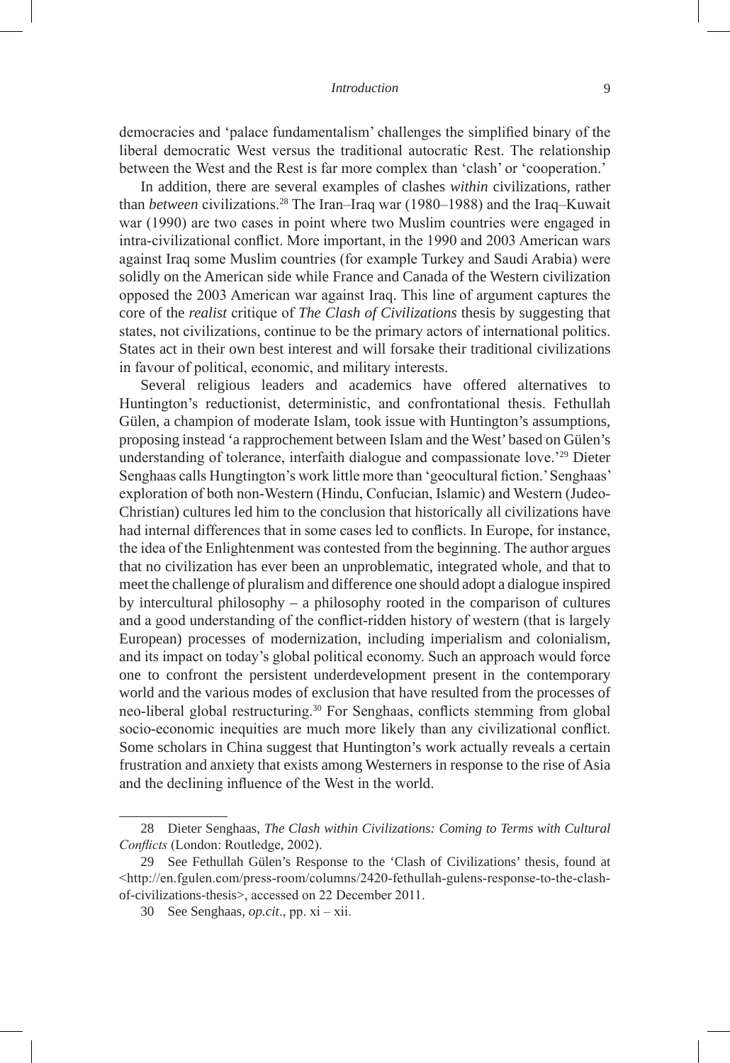democracies and 'palace fundamentalism' challenges the simplified binary of the liberal democratic West versus the traditional autocratic Rest. The relationship between the West and the Rest is far more complex than 'clash' or 'cooperation.'

In addition, there are several examples of clashes *within* civilizations, rather than *between* civilizations.[28] The Iran–Iraq war (1980–1988) and the Iraq–Kuwait war (1990) are two cases in point where two Muslim countries were engaged in intra-civilizational conflict. More important, in the 1990 and 2003 American wars against Iraq some Muslim countries (for example Turkey and Saudi Arabia) were solidly on the American side while France and Canada of the Western civilization opposed the 2003 American war against Iraq. This line of argument captures the core of the *realist* critique of *The Clash of Civilizations* thesis by suggesting that states, not civilizations, continue to be the primary actors of international politics. States act in their own best interest and will forsake their traditional civilizations in favour of political, economic, and military interests.

Several religious leaders and academics have offered alternatives to Huntington's reductionist, deterministic, and confrontational thesis. Fethullah Gülen, a champion of moderate Islam, took issue with Huntington's assumptions, proposing instead 'a rapprochement between Islam and the West' based on Gülen's understanding of tolerance, interfaith dialogue and compassionate love.'[29] Dieter Senghaas calls Hungtington's work little more than 'geocultural fiction.' Senghaas' exploration of both non-Western (Hindu, Confucian, Islamic) and Western (Judeo-Christian) cultures led him to the conclusion that historically all civilizations have had internal differences that in some cases led to conflicts. In Europe, for instance, the idea of the Enlightenment was contested from the beginning. The author argues that no civilization has ever been an unproblematic, integrated whole, and that to meet the challenge of pluralism and difference one should adopt a dialogue inspired by intercultural philosophy – a philosophy rooted in the comparison of cultures and a good understanding of the conflict-ridden history of western (that is largely European) processes of modernization, including imperialism and colonialism, and its impact on today's global political economy. Such an approach would force one to confront the persistent underdevelopment present in the contemporary world and the various modes of exclusion that have resulted from the processes of neo-liberal global restructuring.[30] For Senghaas, conflicts stemming from global socio-economic inequities are much more likely than any civilizational conflict. Some scholars in China suggest that Huntington's work actually reveals a certain frustration and anxiety that exists among Westerners in response to the rise of Asia and the declining influence of the West in the world.

---

28 Dieter Senghaas, *The Clash within Civilizations: Coming to Terms with Cultural Conflicts* (London: Routledge, 2002).

29 See Fethullah Gülen's Response to the 'Clash of Civilizations' thesis, found at <http://en.fgulen.com/press-room/columns/2420-fethullah-gulens-response-to-the-clash-of-civilizations-thesis>, accessed on 22 December 2011.

30 See Senghaas, *op.cit*., pp. xi – xii.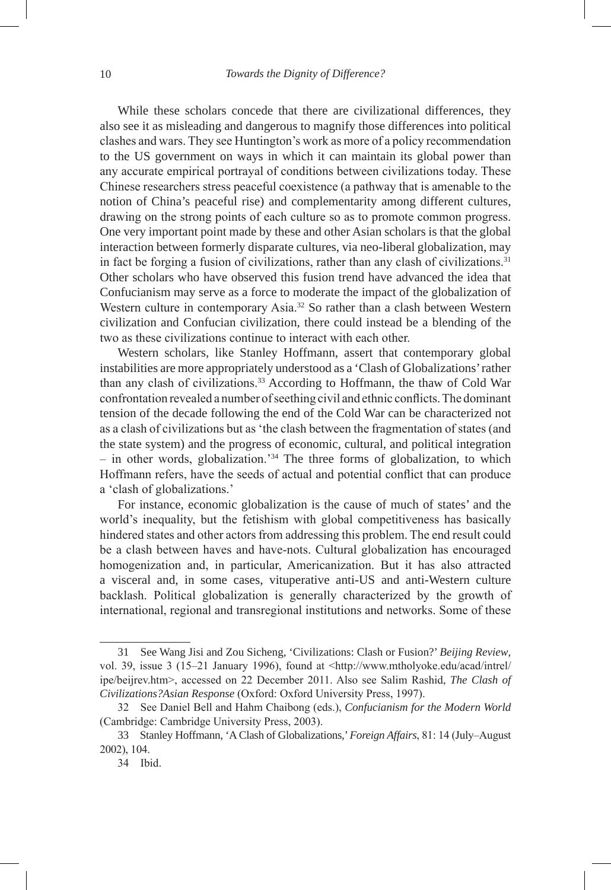While these scholars concede that there are civilizational differences, they also see it as misleading and dangerous to magnify those differences into political clashes and wars. They see Huntington's work as more of a policy recommendation to the US government on ways in which it can maintain its global power than any accurate empirical portrayal of conditions between civilizations today. These Chinese researchers stress peaceful coexistence (a pathway that is amenable to the notion of China's peaceful rise) and complementarity among different cultures, drawing on the strong points of each culture so as to promote common progress. One very important point made by these and other Asian scholars is that the global interaction between formerly disparate cultures, via neo-liberal globalization, may in fact be forging a fusion of civilizations, rather than any clash of civilizations.[31] Other scholars who have observed this fusion trend have advanced the idea that Confucianism may serve as a force to moderate the impact of the globalization of Western culture in contemporary Asia.[32] So rather than a clash between Western civilization and Confucian civilization, there could instead be a blending of the two as these civilizations continue to interact with each other.

Western scholars, like Stanley Hoffmann, assert that contemporary global instabilities are more appropriately understood as a 'Clash of Globalizations' rather than any clash of civilizations.[33] According to Hoffmann, the thaw of Cold War confrontation revealed a number of seething civil and ethnic conflicts. The dominant tension of the decade following the end of the Cold War can be characterized not as a clash of civilizations but as 'the clash between the fragmentation of states (and the state system) and the progress of economic, cultural, and political integration – in other words, globalization.'[34] The three forms of globalization, to which Hoffmann refers, have the seeds of actual and potential conflict that can produce a 'clash of globalizations.'

For instance, economic globalization is the cause of much of states' and the world's inequality, but the fetishism with global competitiveness has basically hindered states and other actors from addressing this problem. The end result could be a clash between haves and have-nots. Cultural globalization has encouraged homogenization and, in particular, Americanization. But it has also attracted a visceral and, in some cases, vituperative anti-US and anti-Western culture backlash. Political globalization is generally characterized by the growth of international, regional and transregional institutions and networks. Some of these

---

31 See Wang Jisi and Zou Sicheng, 'Civilizations: Clash or Fusion?' *Beijing Review*, vol. 39, issue 3 (15–21 January 1996), found at <http://www.mtholyoke.edu/acad/intrel/ipe/beijrev.htm>, accessed on 22 December 2011. Also see Salim Rashid, *The Clash of Civilizations?Asian Response* (Oxford: Oxford University Press, 1997).

32 See Daniel Bell and Hahm Chaibong (eds.), *Confucianism for the Modern World* (Cambridge: Cambridge University Press, 2003).

33 Stanley Hoffmann, 'A Clash of Globalizations,' *Foreign Affairs*, 81: 14 (July–August 2002), 104.

34 Ibid.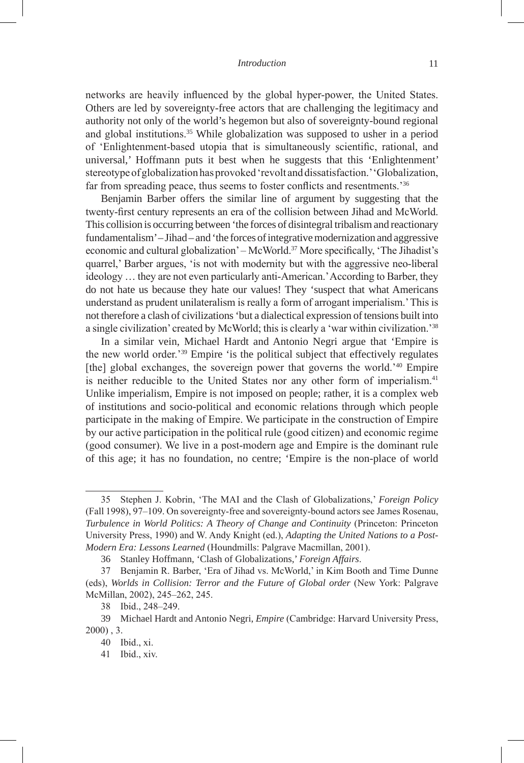networks are heavily influenced by the global hyper-power, the United States. Others are led by sovereignty-free actors that are challenging the legitimacy and authority not only of the world's hegemon but also of sovereignty-bound regional and global institutions.[35] While globalization was supposed to usher in a period of 'Enlightenment-based utopia that is simultaneously scientific, rational, and universal,' Hoffmann puts it best when he suggests that this 'Enlightenment' stereotype of globalization has provoked 'revolt and dissatisfaction.' 'Globalization, far from spreading peace, thus seems to foster conflicts and resentments.'[36]

Benjamin Barber offers the similar line of argument by suggesting that the twenty-first century represents an era of the collision between Jihad and McWorld. This collision is occurring between 'the forces of disintegral tribalism and reactionary fundamentalism' – Jihad – and 'the forces of integrative modernization and aggressive economic and cultural globalization' – McWorld.[37] More specifically, 'The Jihadist's quarrel,' Barber argues, 'is not with modernity but with the aggressive neo-liberal ideology … they are not even particularly anti-American.' According to Barber, they do not hate us because they hate our values! They 'suspect that what Americans understand as prudent unilateralism is really a form of arrogant imperialism.' This is not therefore a clash of civilizations 'but a dialectical expression of tensions built into a single civilization' created by McWorld; this is clearly a 'war within civilization.'[38]

In a similar vein, Michael Hardt and Antonio Negri argue that 'Empire is the new world order.'[39] Empire 'is the political subject that effectively regulates [the] global exchanges, the sovereign power that governs the world.'[40] Empire is neither reducible to the United States nor any other form of imperialism.[41] Unlike imperialism, Empire is not imposed on people; rather, it is a complex web of institutions and socio-political and economic relations through which people participate in the making of Empire. We participate in the construction of Empire by our active participation in the political rule (good citizen) and economic regime (good consumer). We live in a post-modern age and Empire is the dominant rule of this age; it has no foundation, no centre; 'Empire is the non-place of world

---

35 Stephen J. Kobrin, 'The MAI and the Clash of Globalizations,' *Foreign Policy* (Fall 1998), 97–109. On sovereignty-free and sovereignty-bound actors see James Rosenau, *Turbulence in World Politics: A Theory of Change and Continuity* (Princeton: Princeton University Press, 1990) and W. Andy Knight (ed.), *Adapting the United Nations to a Post-Modern Era: Lessons Learned* (Houndmills: Palgrave Macmillan, 2001).

36 Stanley Hoffmann, 'Clash of Globalizations,' *Foreign Affairs*.

37 Benjamin R. Barber, 'Era of Jihad vs. McWorld,' in Kim Booth and Time Dunne (eds), *Worlds in Collision: Terror and the Future of Global order* (New York: Palgrave McMillan, 2002), 245–262, 245.

38 Ibid., 248–249.

39 Michael Hardt and Antonio Negri, *Empire* (Cambridge: Harvard University Press, 2000) , 3.

40 Ibid., xi.

41 Ibid., xiv.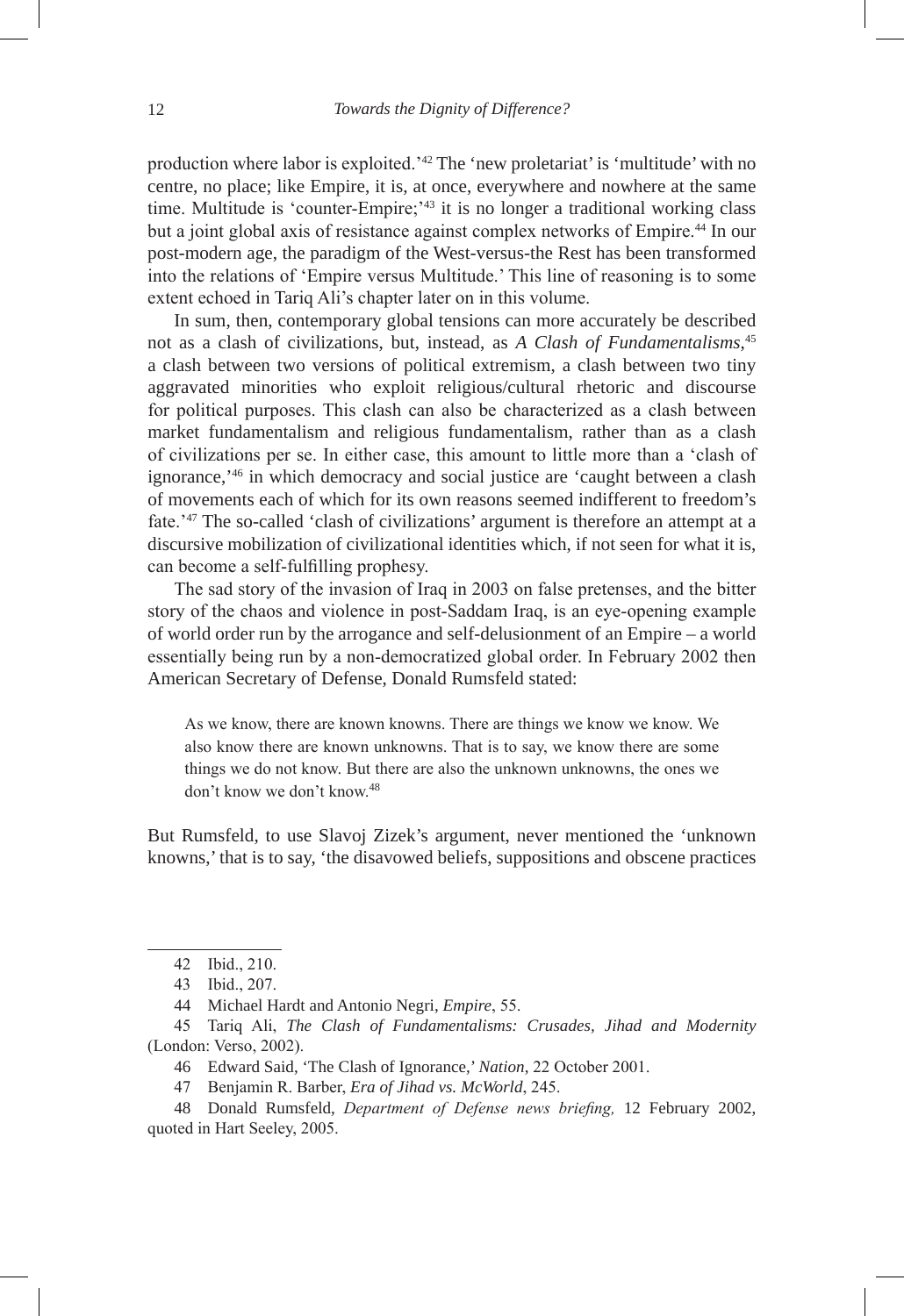production where labor is exploited.'[42] The 'new proletariat' is 'multitude' with no centre, no place; like Empire, it is, at once, everywhere and nowhere at the same time. Multitude is 'counter-Empire;'[43] it is no longer a traditional working class but a joint global axis of resistance against complex networks of Empire.[44] In our post-modern age, the paradigm of the West-versus-the Rest has been transformed into the relations of 'Empire versus Multitude.' This line of reasoning is to some extent echoed in Tariq Ali's chapter later on in this volume.

In sum, then, contemporary global tensions can more accurately be described not as a clash of civilizations, but, instead, as *A Clash of Fundamentalisms*,[45] a clash between two versions of political extremism, a clash between two tiny aggravated minorities who exploit religious/cultural rhetoric and discourse for political purposes. This clash can also be characterized as a clash between market fundamentalism and religious fundamentalism, rather than as a clash of civilizations per se. In either case, this amount to little more than a 'clash of ignorance,'[46] in which democracy and social justice are 'caught between a clash of movements each of which for its own reasons seemed indifferent to freedom's fate.'[47] The so-called 'clash of civilizations' argument is therefore an attempt at a discursive mobilization of civilizational identities which, if not seen for what it is, can become a self-fulfilling prophesy.

The sad story of the invasion of Iraq in 2003 on false pretenses, and the bitter story of the chaos and violence in post-Saddam Iraq, is an eye-opening example of world order run by the arrogance and self-delusionment of an Empire – a world essentially being run by a non-democratized global order. In February 2002 then American Secretary of Defense, Donald Rumsfeld stated:

> As we know, there are known knowns. There are things we know we know. We also know there are known unknowns. That is to say, we know there are some things we do not know. But there are also the unknown unknowns, the ones we don't know we don't know.[48]

But Rumsfeld, to use Slavoj Zizek's argument, never mentioned the 'unknown knowns,' that is to say, 'the disavowed beliefs, suppositions and obscene practices

---

42 Ibid., 210.

43 Ibid., 207.

44 Michael Hardt and Antonio Negri, *Empire*, 55.

45 Tariq Ali, *The Clash of Fundamentalisms: Crusades, Jihad and Modernity* (London: Verso, 2002).

46 Edward Said, 'The Clash of Ignorance,' *Nation*, 22 October 2001.

47 Benjamin R. Barber, *Era of Jihad vs. McWorld*, 245.

48 Donald Rumsfeld, *Department of Defense news briefing,* 12 February 2002, quoted in Hart Seeley, 2005.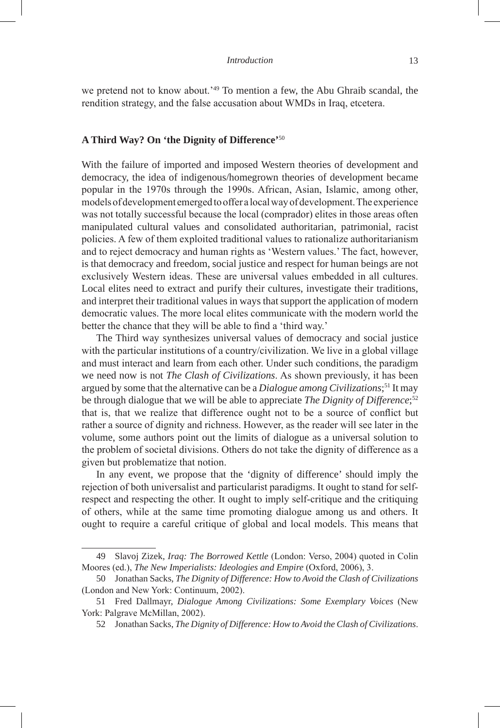we pretend not to know about.'[49] To mention a few, the Abu Ghraib scandal, the rendition strategy, and the false accusation about WMDs in Iraq, etcetera.

## A Third Way? On 'the Dignity of Difference'[50]

With the failure of imported and imposed Western theories of development and democracy, the idea of indigenous/homegrown theories of development became popular in the 1970s through the 1990s. African, Asian, Islamic, among other, models of development emerged to offer a local way of development. The experience was not totally successful because the local (comprador) elites in those areas often manipulated cultural values and consolidated authoritarian, patrimonial, racist policies. A few of them exploited traditional values to rationalize authoritarianism and to reject democracy and human rights as 'Western values.' The fact, however, is that democracy and freedom, social justice and respect for human beings are not exclusively Western ideas. These are universal values embedded in all cultures. Local elites need to extract and purify their cultures, investigate their traditions, and interpret their traditional values in ways that support the application of modern democratic values. The more local elites communicate with the modern world the better the chance that they will be able to find a 'third way.'

The Third way synthesizes universal values of democracy and social justice with the particular institutions of a country/civilization. We live in a global village and must interact and learn from each other. Under such conditions, the paradigm we need now is not *The Clash of Civilizations*. As shown previously, it has been argued by some that the alternative can be a *Dialogue among Civilizations*;[51] It may be through dialogue that we will be able to appreciate *The Dignity of Difference*;[52] that is, that we realize that difference ought not to be a source of conflict but rather a source of dignity and richness. However, as the reader will see later in the volume, some authors point out the limits of dialogue as a universal solution to the problem of societal divisions. Others do not take the dignity of difference as a given but problematize that notion.

In any event, we propose that the 'dignity of difference' should imply the rejection of both universalist and particularist paradigms. It ought to stand for self-respect and respecting the other. It ought to imply self-critique and the critiquing of others, while at the same time promoting dialogue among us and others. It ought to require a careful critique of global and local models. This means that

---

49 Slavoj Zizek, *Iraq: The Borrowed Kettle* (London: Verso, 2004) quoted in Colin Moores (ed.), *The New Imperialists: Ideologies and Empire* (Oxford, 2006), 3.

50 Jonathan Sacks, *The Dignity of Difference: How to Avoid the Clash of Civilizations* (London and New York: Continuum, 2002).

51 Fred Dallmayr, *Dialogue Among Civilizations: Some Exemplary Voices* (New York: Palgrave McMillan, 2002).

52 Jonathan Sacks, *The Dignity of Difference: How to Avoid the Clash of Civilizations*.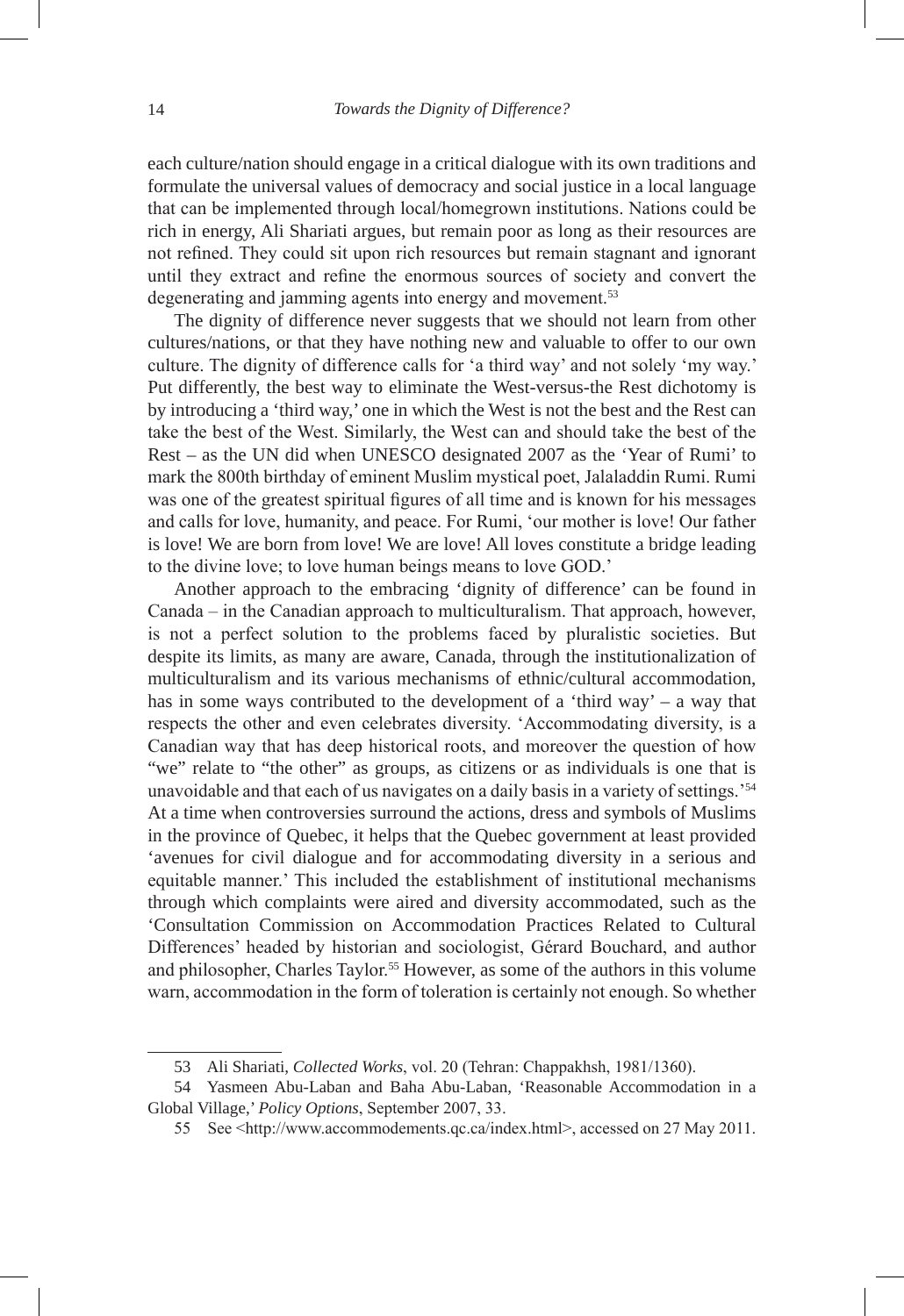each culture/nation should engage in a critical dialogue with its own traditions and formulate the universal values of democracy and social justice in a local language that can be implemented through local/homegrown institutions. Nations could be rich in energy, Ali Shariati argues, but remain poor as long as their resources are not refined. They could sit upon rich resources but remain stagnant and ignorant until they extract and refine the enormous sources of society and convert the degenerating and jamming agents into energy and movement.[53]

The dignity of difference never suggests that we should not learn from other cultures/nations, or that they have nothing new and valuable to offer to our own culture. The dignity of difference calls for 'a third way' and not solely 'my way.' Put differently, the best way to eliminate the West-versus-the Rest dichotomy is by introducing a 'third way,' one in which the West is not the best and the Rest can take the best of the West. Similarly, the West can and should take the best of the Rest – as the UN did when UNESCO designated 2007 as the 'Year of Rumi' to mark the 800th birthday of eminent Muslim mystical poet, Jalaladdin Rumi. Rumi was one of the greatest spiritual figures of all time and is known for his messages and calls for love, humanity, and peace. For Rumi, 'our mother is love! Our father is love! We are born from love! We are love! All loves constitute a bridge leading to the divine love; to love human beings means to love GOD.'

Another approach to the embracing 'dignity of difference' can be found in Canada – in the Canadian approach to multiculturalism. That approach, however, is not a perfect solution to the problems faced by pluralistic societies. But despite its limits, as many are aware, Canada, through the institutionalization of multiculturalism and its various mechanisms of ethnic/cultural accommodation, has in some ways contributed to the development of a 'third way' – a way that respects the other and even celebrates diversity. 'Accommodating diversity, is a Canadian way that has deep historical roots, and moreover the question of how "we" relate to "the other" as groups, as citizens or as individuals is one that is unavoidable and that each of us navigates on a daily basis in a variety of settings.'[54] At a time when controversies surround the actions, dress and symbols of Muslims in the province of Quebec, it helps that the Quebec government at least provided 'avenues for civil dialogue and for accommodating diversity in a serious and equitable manner.' This included the establishment of institutional mechanisms through which complaints were aired and diversity accommodated, such as the 'Consultation Commission on Accommodation Practices Related to Cultural Differences' headed by historian and sociologist, Gérard Bouchard, and author and philosopher, Charles Taylor.[55] However, as some of the authors in this volume warn, accommodation in the form of toleration is certainly not enough. So whether

---

53 Ali Shariati, *Collected Works*, vol. 20 (Tehran: Chappakhsh, 1981/1360).

54 Yasmeen Abu-Laban and Baha Abu-Laban, 'Reasonable Accommodation in a Global Village,' *Policy Options*, September 2007, 33.

55 See <http://www.accommodements.qc.ca/index.html>, accessed on 27 May 2011.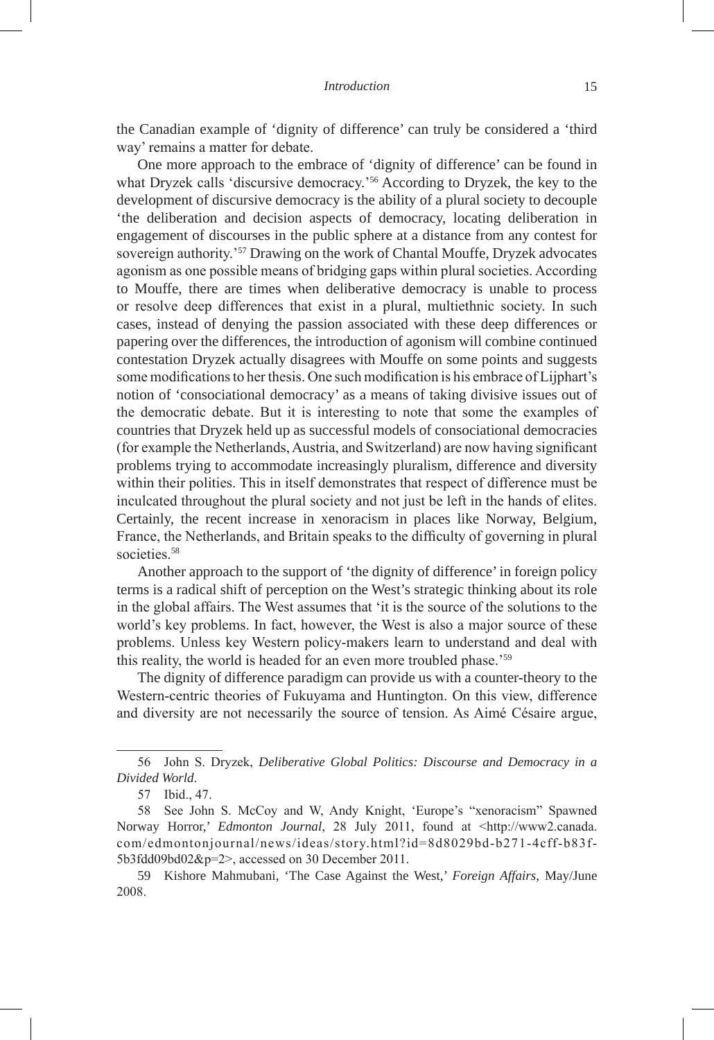the Canadian example of 'dignity of difference' can truly be considered a 'third way' remains a matter for debate.

One more approach to the embrace of 'dignity of difference' can be found in what Dryzek calls 'discursive democracy.'[56] According to Dryzek, the key to the development of discursive democracy is the ability of a plural society to decouple 'the deliberation and decision aspects of democracy, locating deliberation in engagement of discourses in the public sphere at a distance from any contest for sovereign authority.'[57] Drawing on the work of Chantal Mouffe, Dryzek advocates agonism as one possible means of bridging gaps within plural societies. According to Mouffe, there are times when deliberative democracy is unable to process or resolve deep differences that exist in a plural, multiethnic society. In such cases, instead of denying the passion associated with these deep differences or papering over the differences, the introduction of agonism will combine continued contestation Dryzek actually disagrees with Mouffe on some points and suggests some modifications to her thesis. One such modification is his embrace of Lijphart's notion of 'consociational democracy' as a means of taking divisive issues out of the democratic debate. But it is interesting to note that some the examples of countries that Dryzek held up as successful models of consociational democracies (for example the Netherlands, Austria, and Switzerland) are now having significant problems trying to accommodate increasingly pluralism, difference and diversity within their polities. This in itself demonstrates that respect of difference must be inculcated throughout the plural society and not just be left in the hands of elites. Certainly, the recent increase in xenoracism in places like Norway, Belgium, France, the Netherlands, and Britain speaks to the difficulty of governing in plural societies.[58]

Another approach to the support of 'the dignity of difference' in foreign policy terms is a radical shift of perception on the West's strategic thinking about its role in the global affairs. The West assumes that 'it is the source of the solutions to the world's key problems. In fact, however, the West is also a major source of these problems. Unless key Western policy-makers learn to understand and deal with this reality, the world is headed for an even more troubled phase.'[59]

The dignity of difference paradigm can provide us with a counter-theory to the Western-centric theories of Fukuyama and Huntington. On this view, difference and diversity are not necessarily the source of tension. As Aimé Césaire argue,

---

56 John S. Dryzek, *Deliberative Global Politics: Discourse and Democracy in a Divided World*.

57 Ibid., 47.

58 See John S. McCoy and W, Andy Knight, 'Europe's "xenoracism" Spawned Norway Horror,' *Edmonton Journal*, 28 July 2011, found at <http://www2.canada.com/edmontonjournal/news/ideas/story.html?id=8d8029bd-b271-4cff-b83f-5b3fdd09bd02&p=2>, accessed on 30 December 2011.

59 Kishore Mahmubani, 'The Case Against the West,' *Foreign Affairs*, May/June 2008.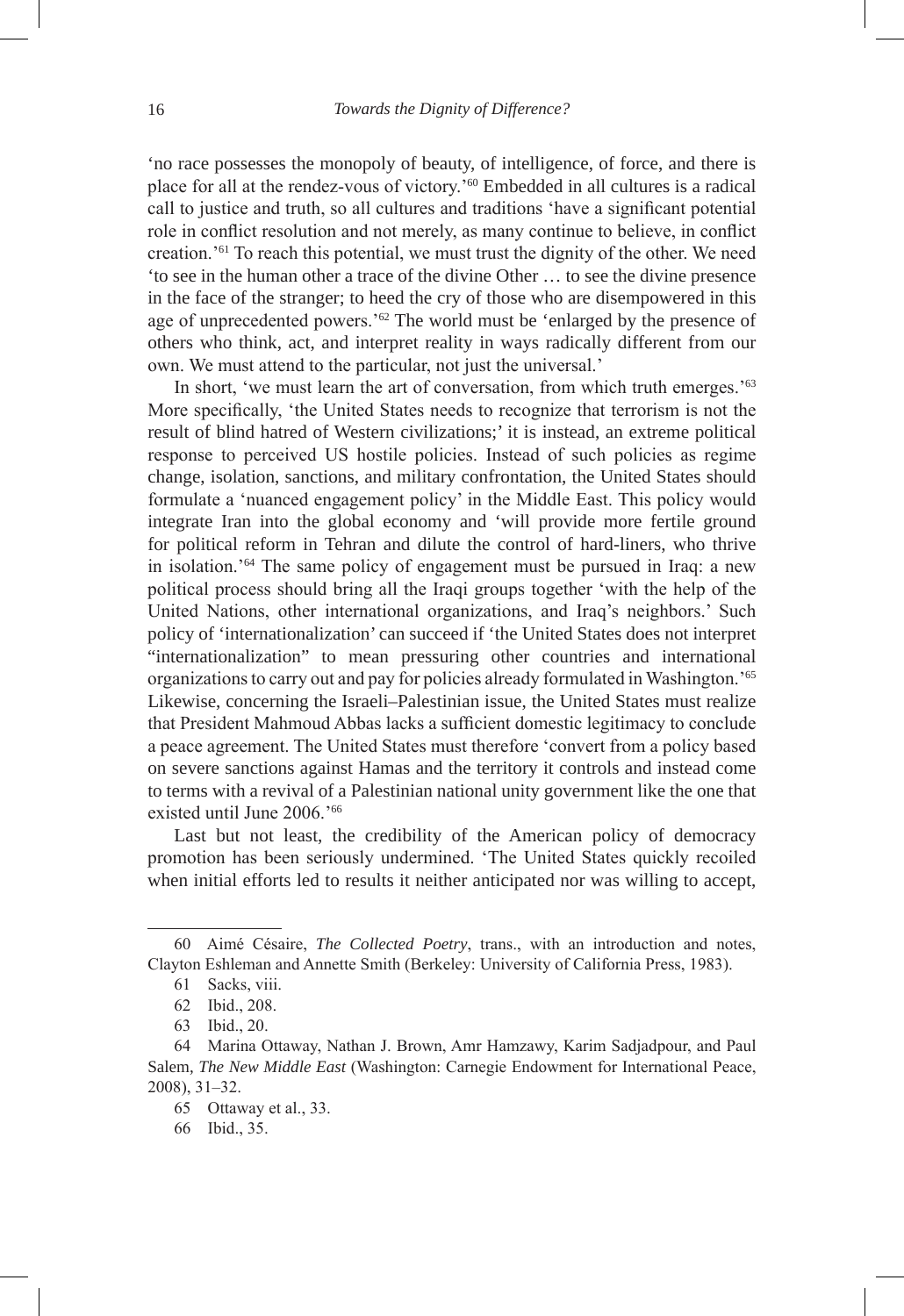'no race possesses the monopoly of beauty, of intelligence, of force, and there is place for all at the rendez-vous of victory.'[60] Embedded in all cultures is a radical call to justice and truth, so all cultures and traditions 'have a significant potential role in conflict resolution and not merely, as many continue to believe, in conflict creation.'[61] To reach this potential, we must trust the dignity of the other. We need 'to see in the human other a trace of the divine Other … to see the divine presence in the face of the stranger; to heed the cry of those who are disempowered in this age of unprecedented powers.'[62] The world must be 'enlarged by the presence of others who think, act, and interpret reality in ways radically different from our own. We must attend to the particular, not just the universal.'

In short, 'we must learn the art of conversation, from which truth emerges.'[63] More specifically, 'the United States needs to recognize that terrorism is not the result of blind hatred of Western civilizations;' it is instead, an extreme political response to perceived US hostile policies. Instead of such policies as regime change, isolation, sanctions, and military confrontation, the United States should formulate a 'nuanced engagement policy' in the Middle East. This policy would integrate Iran into the global economy and 'will provide more fertile ground for political reform in Tehran and dilute the control of hard-liners, who thrive in isolation.'[64] The same policy of engagement must be pursued in Iraq: a new political process should bring all the Iraqi groups together 'with the help of the United Nations, other international organizations, and Iraq's neighbors.' Such policy of 'internationalization' can succeed if 'the United States does not interpret "internationalization" to mean pressuring other countries and international organizations to carry out and pay for policies already formulated in Washington.'[65] Likewise, concerning the Israeli–Palestinian issue, the United States must realize that President Mahmoud Abbas lacks a sufficient domestic legitimacy to conclude a peace agreement. The United States must therefore 'convert from a policy based on severe sanctions against Hamas and the territory it controls and instead come to terms with a revival of a Palestinian national unity government like the one that existed until June 2006.'[66]

Last but not least, the credibility of the American policy of democracy promotion has been seriously undermined. 'The United States quickly recoiled when initial efforts led to results it neither anticipated nor was willing to accept,

---

60 Aimé Césaire, *The Collected Poetry*, trans., with an introduction and notes, Clayton Eshleman and Annette Smith (Berkeley: University of California Press, 1983).

61 Sacks, viii.

62 Ibid., 208.

63 Ibid., 20.

64 Marina Ottaway, Nathan J. Brown, Amr Hamzawy, Karim Sadjadpour, and Paul Salem, *The New Middle East* (Washington: Carnegie Endowment for International Peace, 2008), 31–32.

65 Ottaway et al., 33.

66 Ibid., 35.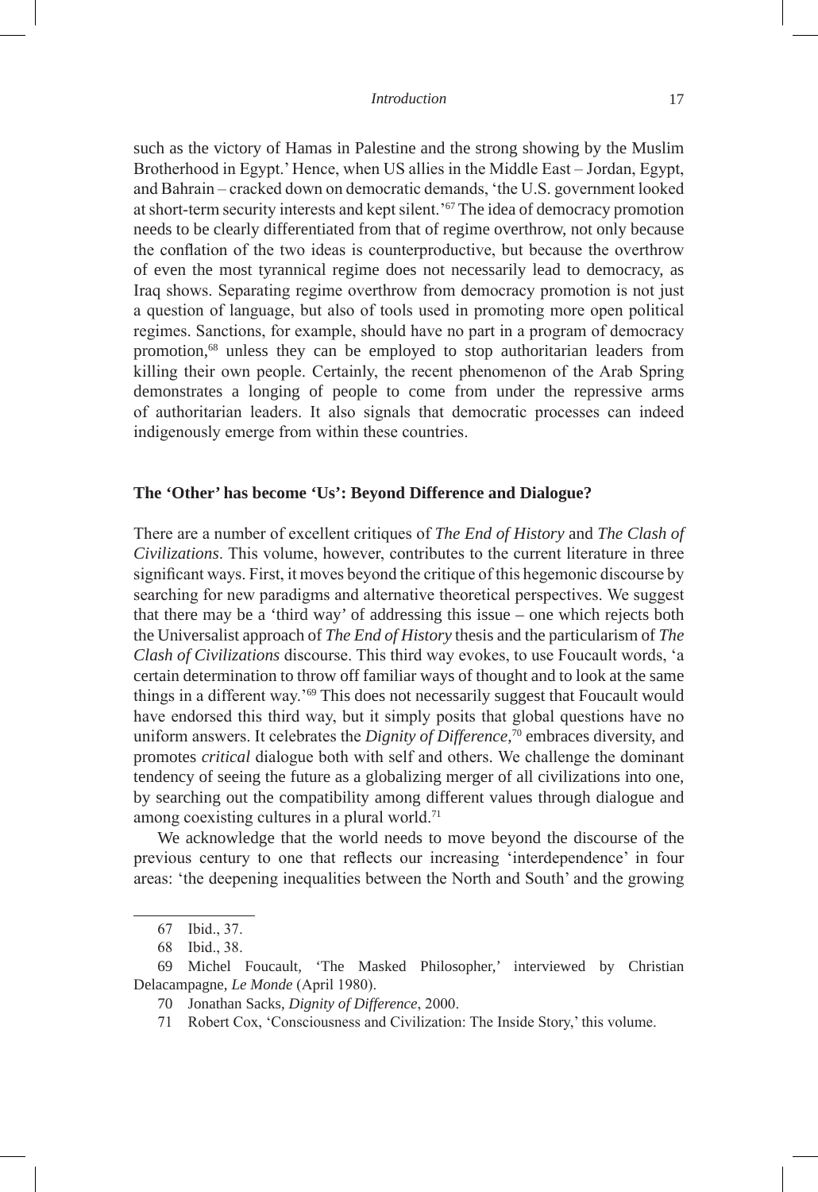such as the victory of Hamas in Palestine and the strong showing by the Muslim Brotherhood in Egypt.' Hence, when US allies in the Middle East – Jordan, Egypt, and Bahrain – cracked down on democratic demands, 'the U.S. government looked at short-term security interests and kept silent.'[67] The idea of democracy promotion needs to be clearly differentiated from that of regime overthrow, not only because the conflation of the two ideas is counterproductive, but because the overthrow of even the most tyrannical regime does not necessarily lead to democracy, as Iraq shows. Separating regime overthrow from democracy promotion is not just a question of language, but also of tools used in promoting more open political regimes. Sanctions, for example, should have no part in a program of democracy promotion,[68] unless they can be employed to stop authoritarian leaders from killing their own people. Certainly, the recent phenomenon of the Arab Spring demonstrates a longing of people to come from under the repressive arms of authoritarian leaders. It also signals that democratic processes can indeed indigenously emerge from within these countries.

### The 'Other' has become 'Us': Beyond Difference and Dialogue?

There are a number of excellent critiques of *The End of History* and *The Clash of Civilizations*. This volume, however, contributes to the current literature in three significant ways. First, it moves beyond the critique of this hegemonic discourse by searching for new paradigms and alternative theoretical perspectives. We suggest that there may be a 'third way' of addressing this issue – one which rejects both the Universalist approach of *The End of History* thesis and the particularism of *The Clash of Civilizations* discourse. This third way evokes, to use Foucault words, 'a certain determination to throw off familiar ways of thought and to look at the same things in a different way.'[69] This does not necessarily suggest that Foucault would have endorsed this third way, but it simply posits that global questions have no uniform answers. It celebrates the *Dignity of Difference*,[70] embraces diversity, and promotes *critical* dialogue both with self and others. We challenge the dominant tendency of seeing the future as a globalizing merger of all civilizations into one, by searching out the compatibility among different values through dialogue and among coexisting cultures in a plural world.[71]

We acknowledge that the world needs to move beyond the discourse of the previous century to one that reflects our increasing 'interdependence' in four areas: 'the deepening inequalities between the North and South' and the growing

---

67 Ibid., 37.

68 Ibid., 38.

69 Michel Foucault, 'The Masked Philosopher,' interviewed by Christian Delacampagne, *Le Monde* (April 1980).

70 Jonathan Sacks, *Dignity of Difference*, 2000.

71 Robert Cox, 'Consciousness and Civilization: The Inside Story,' this volume.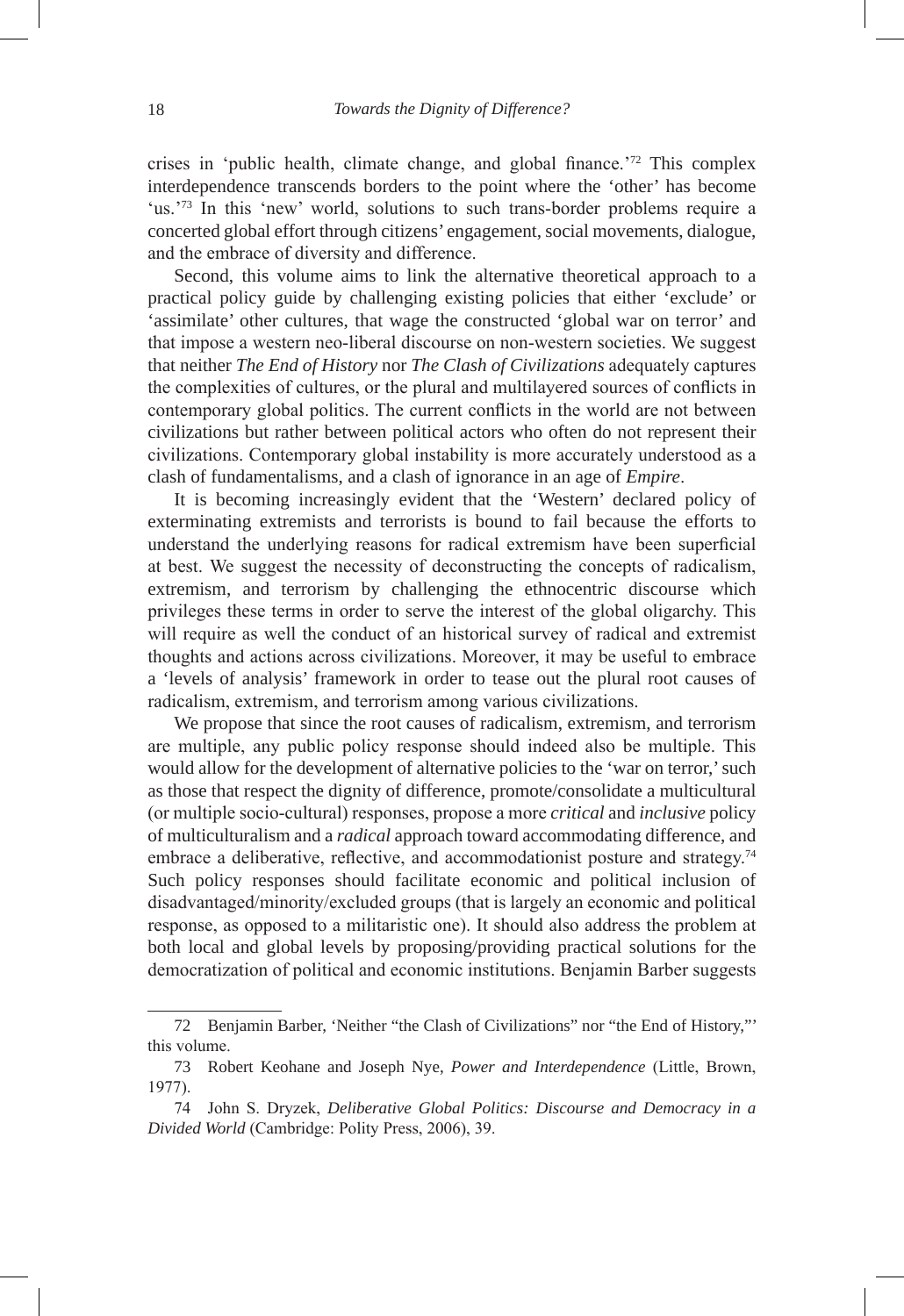crises in 'public health, climate change, and global finance.'[72] This complex interdependence transcends borders to the point where the 'other' has become 'us.'[73] In this 'new' world, solutions to such trans-border problems require a concerted global effort through citizens' engagement, social movements, dialogue, and the embrace of diversity and difference.

Second, this volume aims to link the alternative theoretical approach to a practical policy guide by challenging existing policies that either 'exclude' or 'assimilate' other cultures, that wage the constructed 'global war on terror' and that impose a western neo-liberal discourse on non-western societies. We suggest that neither *The End of History* nor *The Clash of Civilizations* adequately captures the complexities of cultures, or the plural and multilayered sources of conflicts in contemporary global politics. The current conflicts in the world are not between civilizations but rather between political actors who often do not represent their civilizations. Contemporary global instability is more accurately understood as a clash of fundamentalisms, and a clash of ignorance in an age of *Empire*.

It is becoming increasingly evident that the 'Western' declared policy of exterminating extremists and terrorists is bound to fail because the efforts to understand the underlying reasons for radical extremism have been superficial at best. We suggest the necessity of deconstructing the concepts of radicalism, extremism, and terrorism by challenging the ethnocentric discourse which privileges these terms in order to serve the interest of the global oligarchy. This will require as well the conduct of an historical survey of radical and extremist thoughts and actions across civilizations. Moreover, it may be useful to embrace a 'levels of analysis' framework in order to tease out the plural root causes of radicalism, extremism, and terrorism among various civilizations.

We propose that since the root causes of radicalism, extremism, and terrorism are multiple, any public policy response should indeed also be multiple. This would allow for the development of alternative policies to the 'war on terror,' such as those that respect the dignity of difference, promote/consolidate a multicultural (or multiple socio-cultural) responses, propose a more *critical* and *inclusive* policy of multiculturalism and a *radical* approach toward accommodating difference, and embrace a deliberative, reflective, and accommodationist posture and strategy.[74] Such policy responses should facilitate economic and political inclusion of disadvantaged/minority/excluded groups (that is largely an economic and political response, as opposed to a militaristic one). It should also address the problem at both local and global levels by proposing/providing practical solutions for the democratization of political and economic institutions. Benjamin Barber suggests

---

72 Benjamin Barber, 'Neither "the Clash of Civilizations" nor "the End of History,"' this volume.

73 Robert Keohane and Joseph Nye, *Power and Interdependence* (Little, Brown, 1977).

74 John S. Dryzek, *Deliberative Global Politics: Discourse and Democracy in a Divided World* (Cambridge: Polity Press, 2006), 39.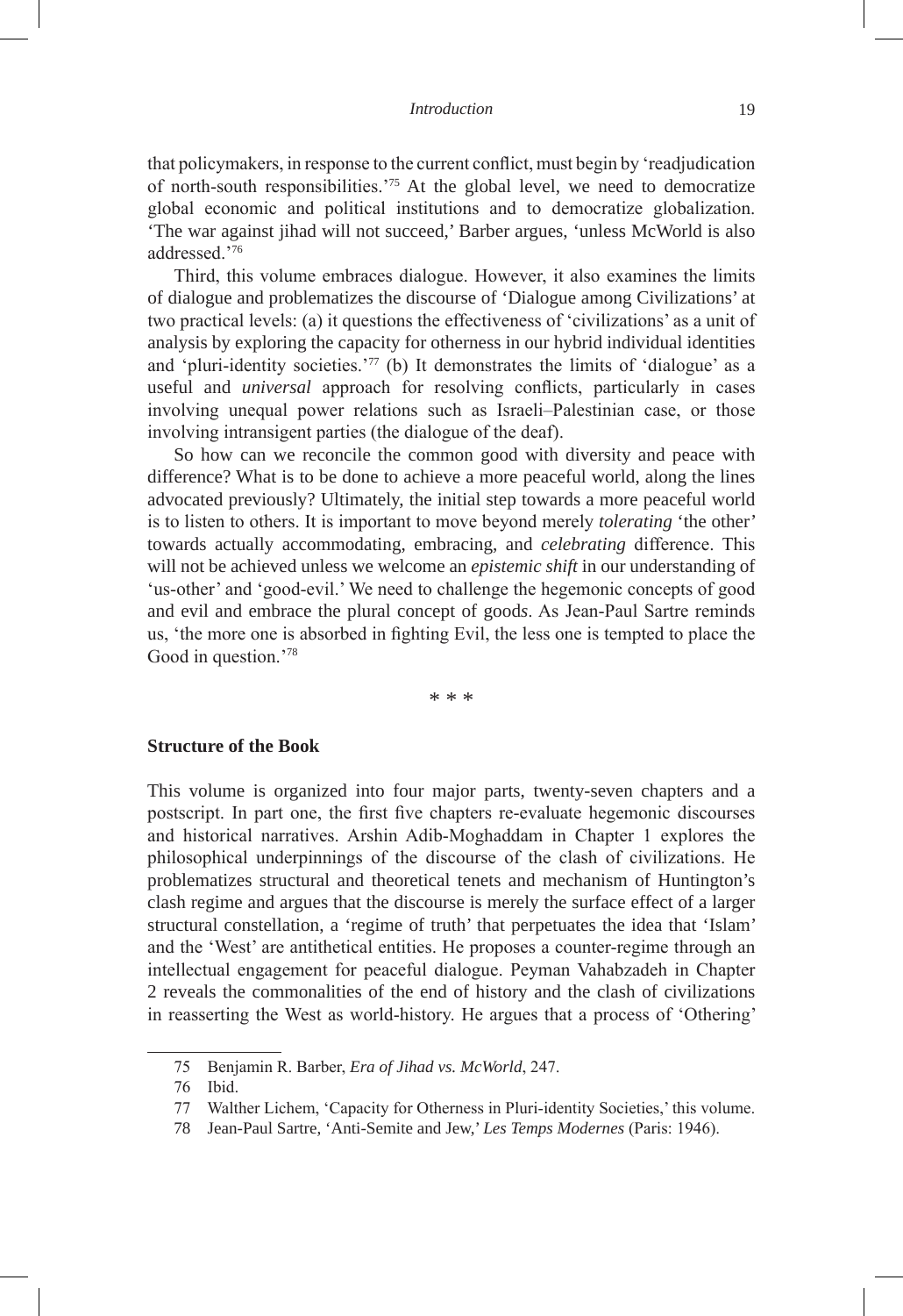that policymakers, in response to the current conflict, must begin by 'readjudication of north-south responsibilities.'[75] At the global level, we need to democratize global economic and political institutions and to democratize globalization. 'The war against jihad will not succeed,' Barber argues, 'unless McWorld is also addressed.'[76]

Third, this volume embraces dialogue. However, it also examines the limits of dialogue and problematizes the discourse of 'Dialogue among Civilizations' at two practical levels: (a) it questions the effectiveness of 'civilizations' as a unit of analysis by exploring the capacity for otherness in our hybrid individual identities and 'pluri-identity societies.'[77] (b) It demonstrates the limits of 'dialogue' as a useful and *universal* approach for resolving conflicts, particularly in cases involving unequal power relations such as Israeli–Palestinian case, or those involving intransigent parties (the dialogue of the deaf).

So how can we reconcile the common good with diversity and peace with difference? What is to be done to achieve a more peaceful world, along the lines advocated previously? Ultimately, the initial step towards a more peaceful world is to listen to others. It is important to move beyond merely *tolerating* 'the other' towards actually accommodating, embracing, and *celebrating* difference. This will not be achieved unless we welcome an *epistemic shift* in our understanding of 'us-other' and 'good-evil.' We need to challenge the hegemonic concepts of good and evil and embrace the plural concept of good*s*. As Jean-Paul Sartre reminds us, 'the more one is absorbed in fighting Evil, the less one is tempted to place the Good in question.'[78]

\* \* \*

## Structure of the Book

This volume is organized into four major parts, twenty-seven chapters and a postscript. In part one, the first five chapters re-evaluate hegemonic discourses and historical narratives. Arshin Adib-Moghaddam in Chapter 1 explores the philosophical underpinnings of the discourse of the clash of civilizations. He problematizes structural and theoretical tenets and mechanism of Huntington's clash regime and argues that the discourse is merely the surface effect of a larger structural constellation, a 'regime of truth' that perpetuates the idea that 'Islam' and the 'West' are antithetical entities. He proposes a counter-regime through an intellectual engagement for peaceful dialogue. Peyman Vahabzadeh in Chapter 2 reveals the commonalities of the end of history and the clash of civilizations in reasserting the West as world-history. He argues that a process of 'Othering'

---

75 Benjamin R. Barber, *Era of Jihad vs. McWorld*, 247.

76 Ibid.

77 Walther Lichem, 'Capacity for Otherness in Pluri-identity Societies,' this volume.

78 Jean-Paul Sartre, 'Anti-Semite and Jew,' *Les Temps Modernes* (Paris: 1946).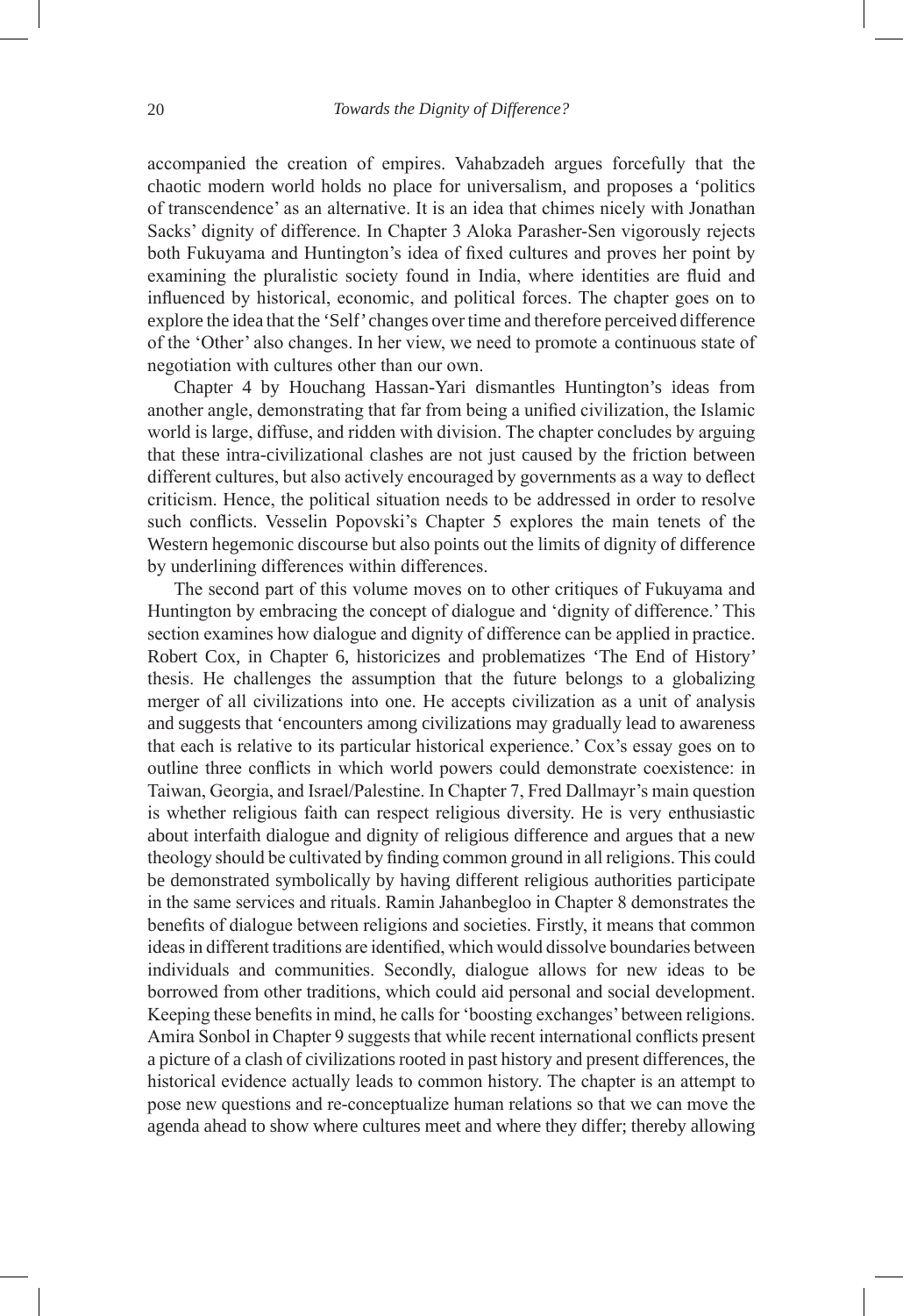accompanied the creation of empires. Vahabzadeh argues forcefully that the chaotic modern world holds no place for universalism, and proposes a 'politics of transcendence' as an alternative. It is an idea that chimes nicely with Jonathan Sacks' dignity of difference. In Chapter 3 Aloka Parasher-Sen vigorously rejects both Fukuyama and Huntington's idea of fixed cultures and proves her point by examining the pluralistic society found in India, where identities are fluid and influenced by historical, economic, and political forces. The chapter goes on to explore the idea that the 'Self' changes over time and therefore perceived difference of the 'Other' also changes. In her view, we need to promote a continuous state of negotiation with cultures other than our own.

Chapter 4 by Houchang Hassan-Yari dismantles Huntington's ideas from another angle, demonstrating that far from being a unified civilization, the Islamic world is large, diffuse, and ridden with division. The chapter concludes by arguing that these intra-civilizational clashes are not just caused by the friction between different cultures, but also actively encouraged by governments as a way to deflect criticism. Hence, the political situation needs to be addressed in order to resolve such conflicts. Vesselin Popovski's Chapter 5 explores the main tenets of the Western hegemonic discourse but also points out the limits of dignity of difference by underlining differences within differences.

The second part of this volume moves on to other critiques of Fukuyama and Huntington by embracing the concept of dialogue and 'dignity of difference.' This section examines how dialogue and dignity of difference can be applied in practice. Robert Cox, in Chapter 6, historicizes and problematizes 'The End of History' thesis. He challenges the assumption that the future belongs to a globalizing merger of all civilizations into one. He accepts civilization as a unit of analysis and suggests that 'encounters among civilizations may gradually lead to awareness that each is relative to its particular historical experience.' Cox's essay goes on to outline three conflicts in which world powers could demonstrate coexistence: in Taiwan, Georgia, and Israel/Palestine. In Chapter 7, Fred Dallmayr's main question is whether religious faith can respect religious diversity. He is very enthusiastic about interfaith dialogue and dignity of religious difference and argues that a new theology should be cultivated by finding common ground in all religions. This could be demonstrated symbolically by having different religious authorities participate in the same services and rituals. Ramin Jahanbegloo in Chapter 8 demonstrates the benefits of dialogue between religions and societies. Firstly, it means that common ideas in different traditions are identified, which would dissolve boundaries between individuals and communities. Secondly, dialogue allows for new ideas to be borrowed from other traditions, which could aid personal and social development. Keeping these benefits in mind, he calls for 'boosting exchanges' between religions. Amira Sonbol in Chapter 9 suggests that while recent international conflicts present a picture of a clash of civilizations rooted in past history and present differences, the historical evidence actually leads to common history. The chapter is an attempt to pose new questions and re-conceptualize human relations so that we can move the agenda ahead to show where cultures meet and where they differ; thereby allowing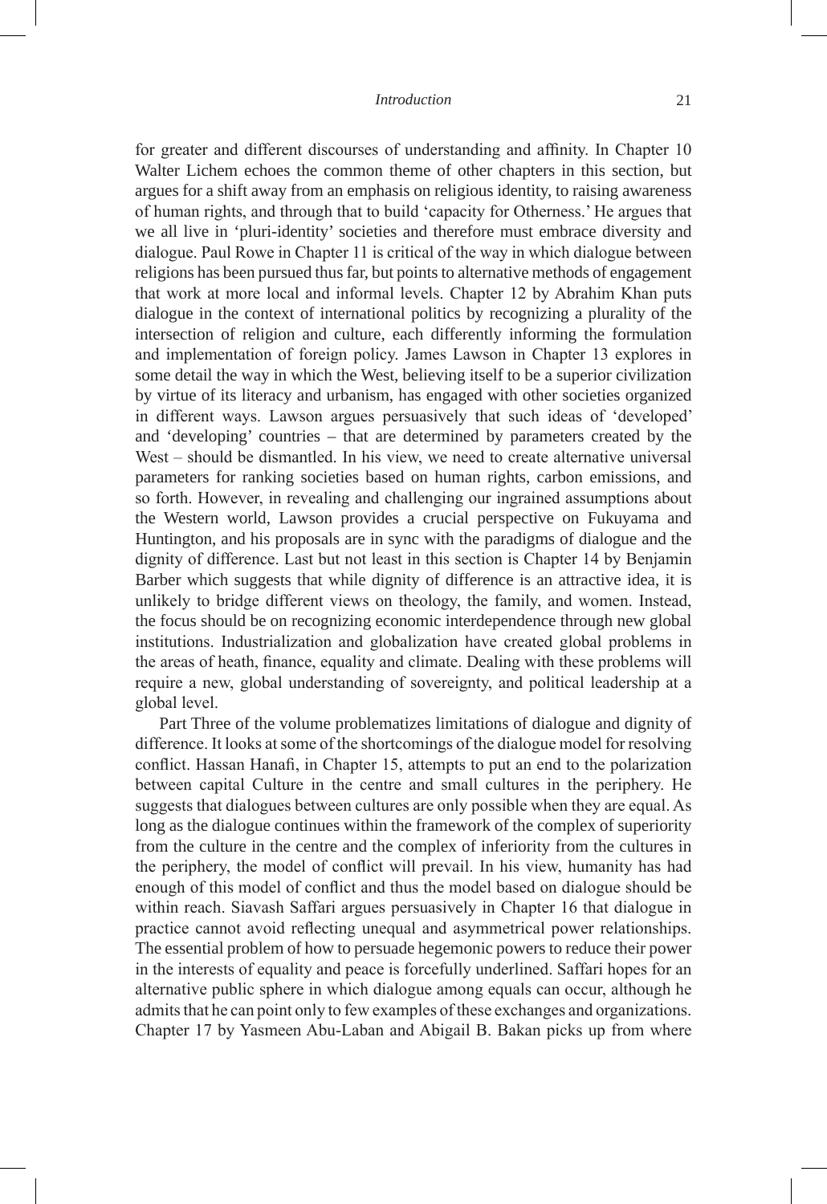for greater and different discourses of understanding and affinity. In Chapter 10 Walter Lichem echoes the common theme of other chapters in this section, but argues for a shift away from an emphasis on religious identity, to raising awareness of human rights, and through that to build 'capacity for Otherness.' He argues that we all live in 'pluri-identity' societies and therefore must embrace diversity and dialogue. Paul Rowe in Chapter 11 is critical of the way in which dialogue between religions has been pursued thus far, but points to alternative methods of engagement that work at more local and informal levels. Chapter 12 by Abrahim Khan puts dialogue in the context of international politics by recognizing a plurality of the intersection of religion and culture, each differently informing the formulation and implementation of foreign policy. James Lawson in Chapter 13 explores in some detail the way in which the West, believing itself to be a superior civilization by virtue of its literacy and urbanism, has engaged with other societies organized in different ways. Lawson argues persuasively that such ideas of 'developed' and 'developing' countries – that are determined by parameters created by the West – should be dismantled. In his view, we need to create alternative universal parameters for ranking societies based on human rights, carbon emissions, and so forth. However, in revealing and challenging our ingrained assumptions about the Western world, Lawson provides a crucial perspective on Fukuyama and Huntington, and his proposals are in sync with the paradigms of dialogue and the dignity of difference. Last but not least in this section is Chapter 14 by Benjamin Barber which suggests that while dignity of difference is an attractive idea, it is unlikely to bridge different views on theology, the family, and women. Instead, the focus should be on recognizing economic interdependence through new global institutions. Industrialization and globalization have created global problems in the areas of heath, finance, equality and climate. Dealing with these problems will require a new, global understanding of sovereignty, and political leadership at a global level.

Part Three of the volume problematizes limitations of dialogue and dignity of difference. It looks at some of the shortcomings of the dialogue model for resolving conflict. Hassan Hanafi, in Chapter 15, attempts to put an end to the polarization between capital Culture in the centre and small cultures in the periphery. He suggests that dialogues between cultures are only possible when they are equal. As long as the dialogue continues within the framework of the complex of superiority from the culture in the centre and the complex of inferiority from the cultures in the periphery, the model of conflict will prevail. In his view, humanity has had enough of this model of conflict and thus the model based on dialogue should be within reach. Siavash Saffari argues persuasively in Chapter 16 that dialogue in practice cannot avoid reflecting unequal and asymmetrical power relationships. The essential problem of how to persuade hegemonic powers to reduce their power in the interests of equality and peace is forcefully underlined. Saffari hopes for an alternative public sphere in which dialogue among equals can occur, although he admits that he can point only to few examples of these exchanges and organizations. Chapter 17 by Yasmeen Abu-Laban and Abigail B. Bakan picks up from where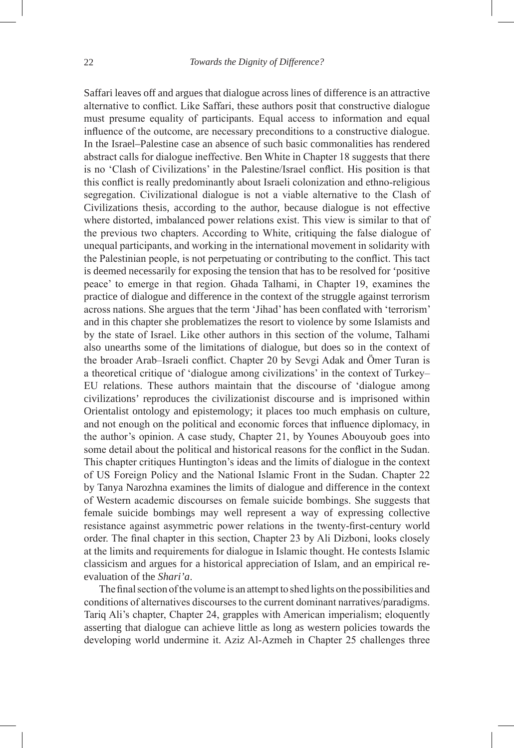Saffari leaves off and argues that dialogue across lines of difference is an attractive alternative to conflict. Like Saffari, these authors posit that constructive dialogue must presume equality of participants. Equal access to information and equal influence of the outcome, are necessary preconditions to a constructive dialogue. In the Israel–Palestine case an absence of such basic commonalities has rendered abstract calls for dialogue ineffective. Ben White in Chapter 18 suggests that there is no 'Clash of Civilizations' in the Palestine/Israel conflict. His position is that this conflict is really predominantly about Israeli colonization and ethno-religious segregation. Civilizational dialogue is not a viable alternative to the Clash of Civilizations thesis, according to the author, because dialogue is not effective where distorted, imbalanced power relations exist. This view is similar to that of the previous two chapters. According to White, critiquing the false dialogue of unequal participants, and working in the international movement in solidarity with the Palestinian people, is not perpetuating or contributing to the conflict. This tact is deemed necessarily for exposing the tension that has to be resolved for 'positive peace' to emerge in that region. Ghada Talhami, in Chapter 19, examines the practice of dialogue and difference in the context of the struggle against terrorism across nations. She argues that the term 'Jihad' has been conflated with 'terrorism' and in this chapter she problematizes the resort to violence by some Islamists and by the state of Israel. Like other authors in this section of the volume, Talhami also unearths some of the limitations of dialogue, but does so in the context of the broader Arab–Israeli conflict. Chapter 20 by Sevgi Adak and Ömer Turan is a theoretical critique of 'dialogue among civilizations' in the context of Turkey–EU relations. These authors maintain that the discourse of 'dialogue among civilizations' reproduces the civilizationist discourse and is imprisoned within Orientalist ontology and epistemology; it places too much emphasis on culture, and not enough on the political and economic forces that influence diplomacy, in the author's opinion. A case study, Chapter 21, by Younes Abouyoub goes into some detail about the political and historical reasons for the conflict in the Sudan. This chapter critiques Huntington's ideas and the limits of dialogue in the context of US Foreign Policy and the National Islamic Front in the Sudan. Chapter 22 by Tanya Narozhna examines the limits of dialogue and difference in the context of Western academic discourses on female suicide bombings. She suggests that female suicide bombings may well represent a way of expressing collective resistance against asymmetric power relations in the twenty-first-century world order. The final chapter in this section, Chapter 23 by Ali Dizboni, looks closely at the limits and requirements for dialogue in Islamic thought. He contests Islamic classicism and argues for a historical appreciation of Islam, and an empirical re-evaluation of the *Shari'a*.

The final section of the volume is an attempt to shed lights on the possibilities and conditions of alternatives discourses to the current dominant narratives/paradigms. Tariq Ali's chapter, Chapter 24, grapples with American imperialism; eloquently asserting that dialogue can achieve little as long as western policies towards the developing world undermine it. Aziz Al-Azmeh in Chapter 25 challenges three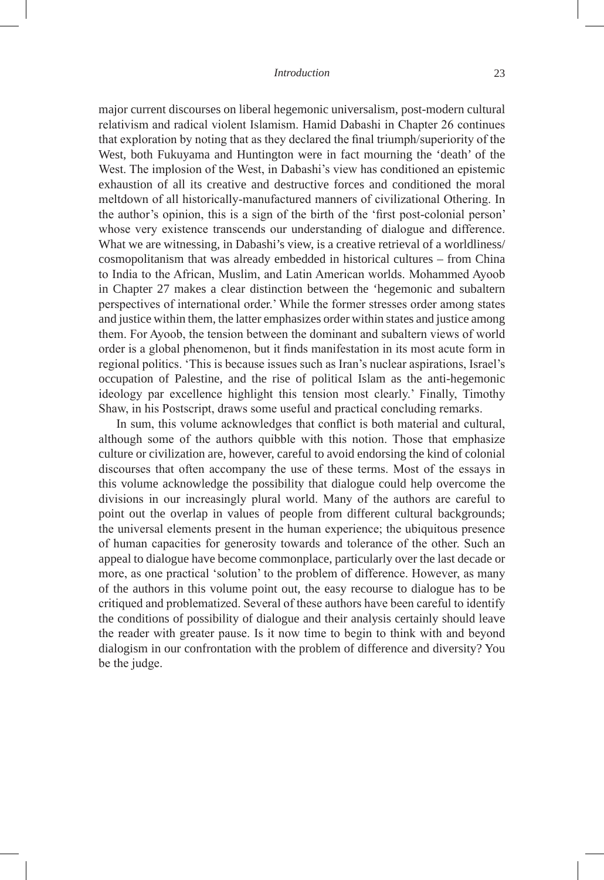major current discourses on liberal hegemonic universalism, post-modern cultural relativism and radical violent Islamism. Hamid Dabashi in Chapter 26 continues that exploration by noting that as they declared the final triumph/superiority of the West, both Fukuyama and Huntington were in fact mourning the 'death' of the West. The implosion of the West, in Dabashi's view has conditioned an epistemic exhaustion of all its creative and destructive forces and conditioned the moral meltdown of all historically-manufactured manners of civilizational Othering. In the author's opinion, this is a sign of the birth of the 'first post-colonial person' whose very existence transcends our understanding of dialogue and difference. What we are witnessing, in Dabashi's view, is a creative retrieval of a worldliness/cosmopolitanism that was already embedded in historical cultures – from China to India to the African, Muslim, and Latin American worlds. Mohammed Ayoob in Chapter 27 makes a clear distinction between the 'hegemonic and subaltern perspectives of international order.' While the former stresses order among states and justice within them, the latter emphasizes order within states and justice among them. For Ayoob, the tension between the dominant and subaltern views of world order is a global phenomenon, but it finds manifestation in its most acute form in regional politics. 'This is because issues such as Iran's nuclear aspirations, Israel's occupation of Palestine, and the rise of political Islam as the anti-hegemonic ideology par excellence highlight this tension most clearly.' Finally, Timothy Shaw, in his Postscript, draws some useful and practical concluding remarks.

In sum, this volume acknowledges that conflict is both material and cultural, although some of the authors quibble with this notion. Those that emphasize culture or civilization are, however, careful to avoid endorsing the kind of colonial discourses that often accompany the use of these terms. Most of the essays in this volume acknowledge the possibility that dialogue could help overcome the divisions in our increasingly plural world. Many of the authors are careful to point out the overlap in values of people from different cultural backgrounds; the universal elements present in the human experience; the ubiquitous presence of human capacities for generosity towards and tolerance of the other. Such an appeal to dialogue have become commonplace, particularly over the last decade or more, as one practical 'solution' to the problem of difference. However, as many of the authors in this volume point out, the easy recourse to dialogue has to be critiqued and problematized. Several of these authors have been careful to identify the conditions of possibility of dialogue and their analysis certainly should leave the reader with greater pause. Is it now time to begin to think with and beyond dialogism in our confrontation with the problem of difference and diversity? You be the judge.